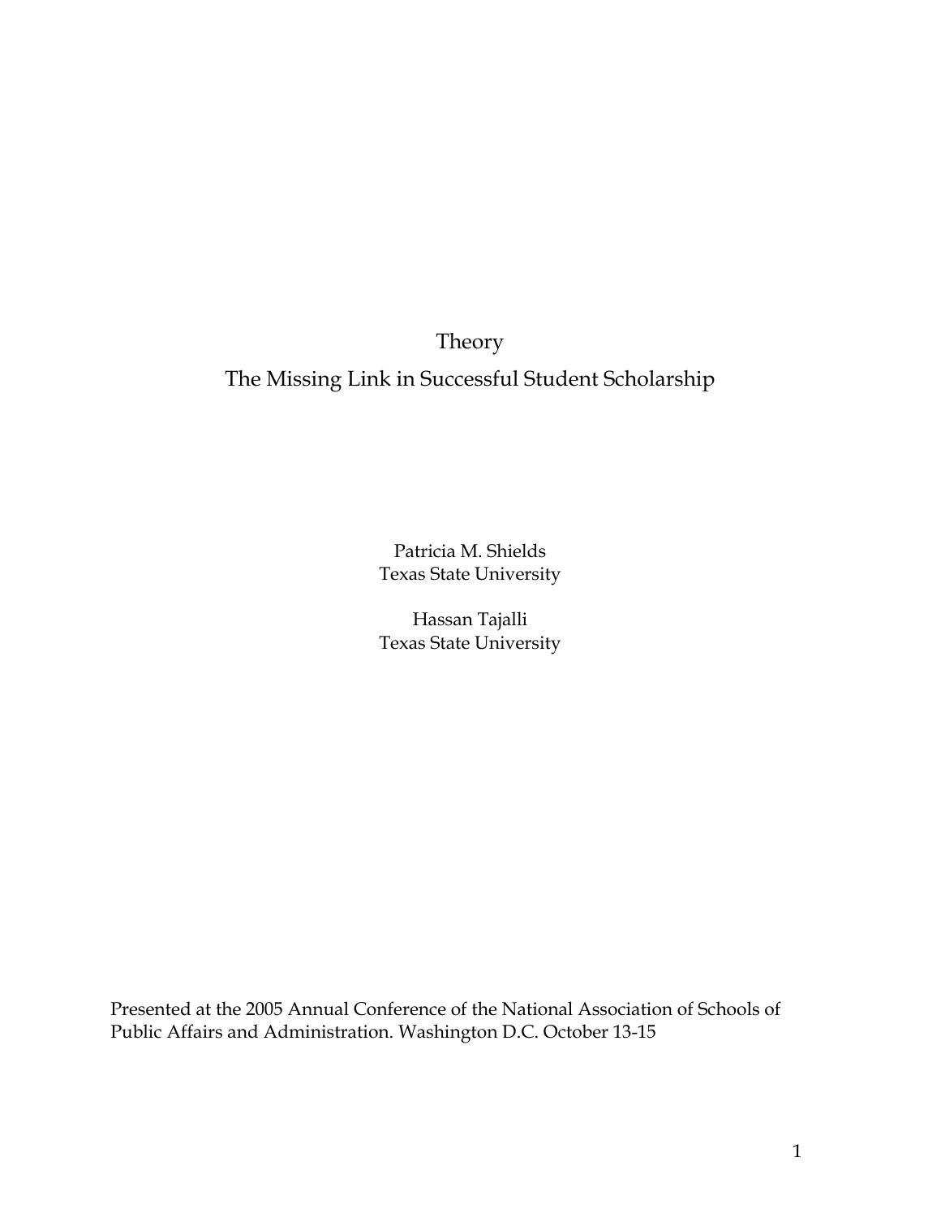# Theory

# The Missing Link in Successful Student Scholarship

Patricia M. Shields
Texas State University

Hassan Tajalli
Texas State University

Presented at the 2005 Annual Conference of the National Association of Schools of Public Affairs and Administration. Washington D.C. October 13-15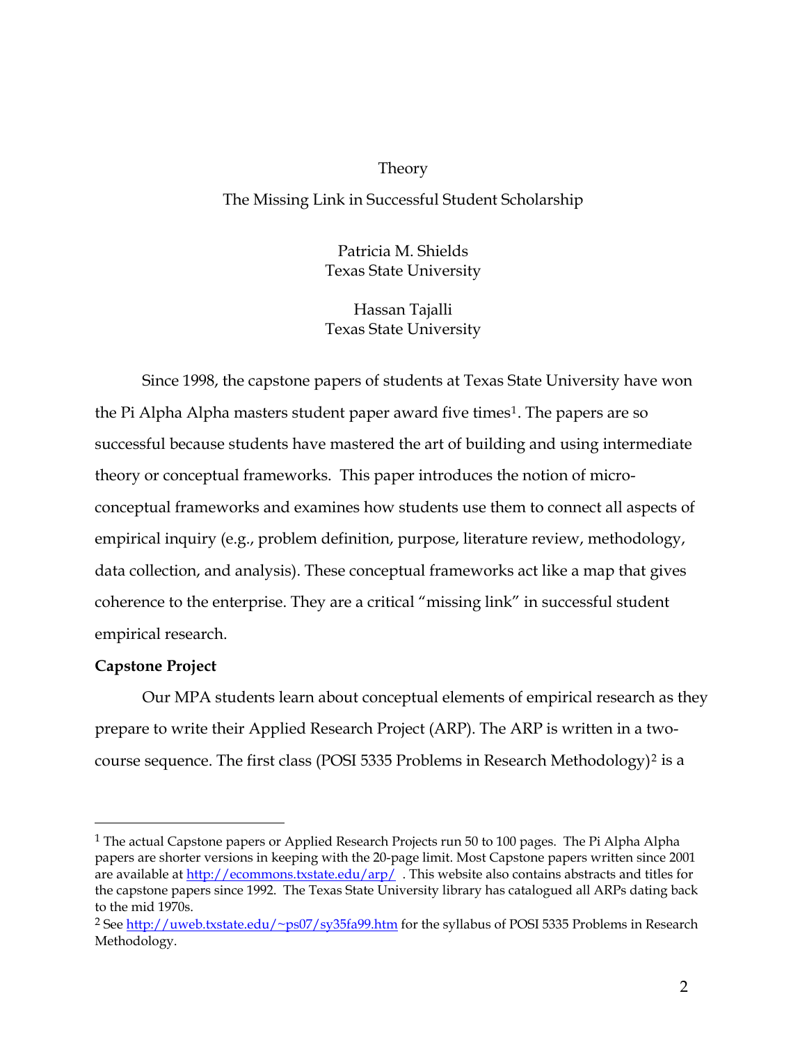# Theory

## The Missing Link in Successful Student Scholarship

Patricia M. Shields
Texas State University

Hassan Tajalli
Texas State University

Since 1998, the capstone papers of students at Texas State University have won the Pi Alpha Alpha masters student paper award five times[1]. The papers are so successful because students have mastered the art of building and using intermediate theory or conceptual frameworks. This paper introduces the notion of micro-conceptual frameworks and examines how students use them to connect all aspects of empirical inquiry (e.g., problem definition, purpose, literature review, methodology, data collection, and analysis). These conceptual frameworks act like a map that gives coherence to the enterprise. They are a critical "missing link" in successful student empirical research.

**Capstone Project**

Our MPA students learn about conceptual elements of empirical research as they prepare to write their Applied Research Project (ARP). The ARP is written in a two-course sequence. The first class (POSI 5335 Problems in Research Methodology)[2] is a

---

[1] The actual Capstone papers or Applied Research Projects run 50 to 100 pages. The Pi Alpha Alpha papers are shorter versions in keeping with the 20-page limit. Most Capstone papers written since 2001 are available at http://ecommons.txstate.edu/arp/ . This website also contains abstracts and titles for the capstone papers since 1992. The Texas State University library has catalogued all ARPs dating back to the mid 1970s.

[2] See http://uweb.txstate.edu/~ps07/sy35fa99.htm for the syllabus of POSI 5335 Problems in Research Methodology.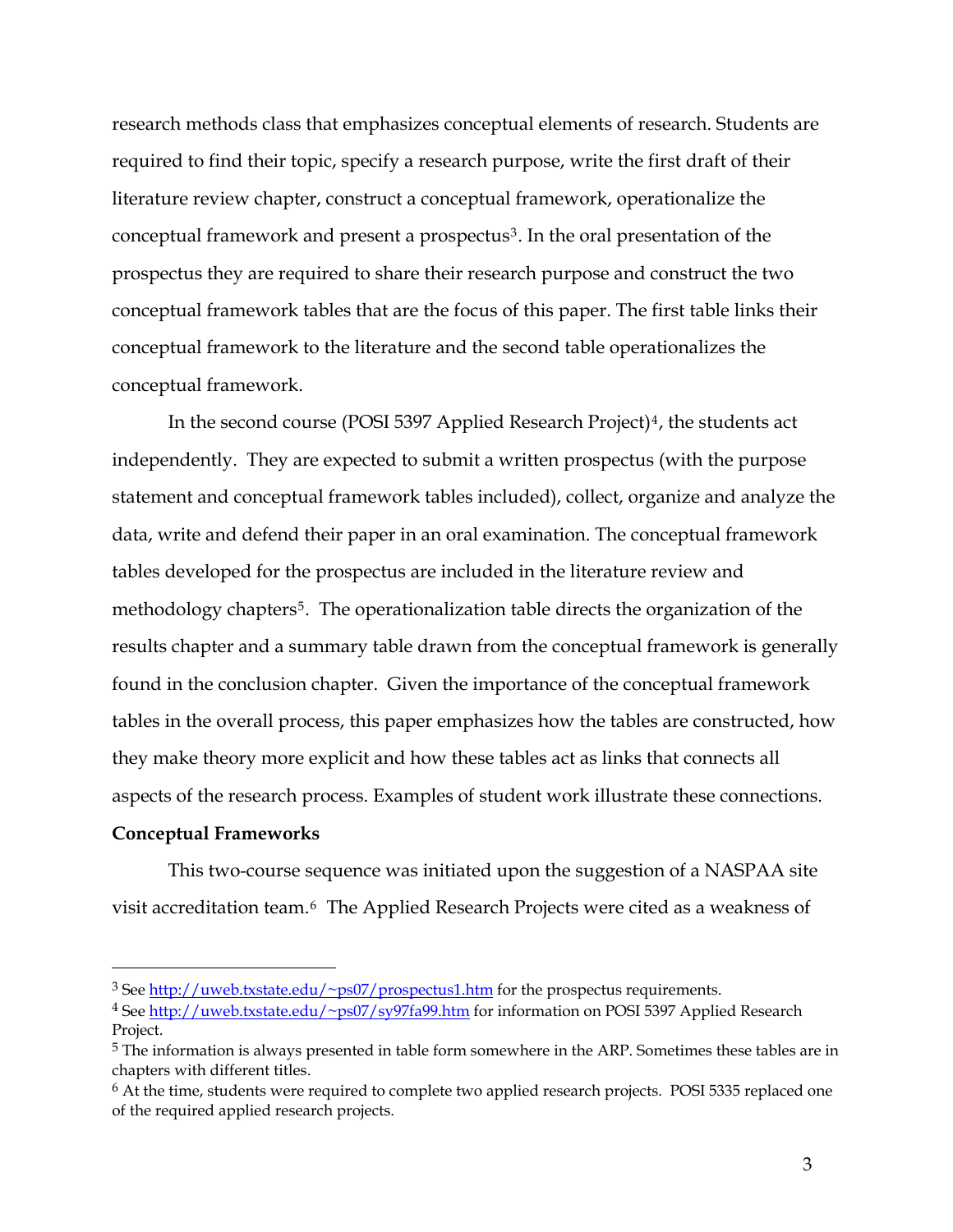research methods class that emphasizes conceptual elements of research. Students are required to find their topic, specify a research purpose, write the first draft of their literature review chapter, construct a conceptual framework, operationalize the conceptual framework and present a prospectus[3]. In the oral presentation of the prospectus they are required to share their research purpose and construct the two conceptual framework tables that are the focus of this paper. The first table links their conceptual framework to the literature and the second table operationalizes the conceptual framework.

In the second course (POSI 5397 Applied Research Project)[4], the students act independently. They are expected to submit a written prospectus (with the purpose statement and conceptual framework tables included), collect, organize and analyze the data, write and defend their paper in an oral examination. The conceptual framework tables developed for the prospectus are included in the literature review and methodology chapters[5]. The operationalization table directs the organization of the results chapter and a summary table drawn from the conceptual framework is generally found in the conclusion chapter. Given the importance of the conceptual framework tables in the overall process, this paper emphasizes how the tables are constructed, how they make theory more explicit and how these tables act as links that connects all aspects of the research process. Examples of student work illustrate these connections.

**Conceptual Frameworks**

This two-course sequence was initiated upon the suggestion of a NASPAA site visit accreditation team.[6] The Applied Research Projects were cited as a weakness of

---

[3] See http://uweb.txstate.edu/~ps07/prospectus1.htm for the prospectus requirements.

[4] See http://uweb.txstate.edu/~ps07/sy97fa99.htm for information on POSI 5397 Applied Research Project.

[5] The information is always presented in table form somewhere in the ARP. Sometimes these tables are in chapters with different titles.

[6] At the time, students were required to complete two applied research projects. POSI 5335 replaced one of the required applied research projects.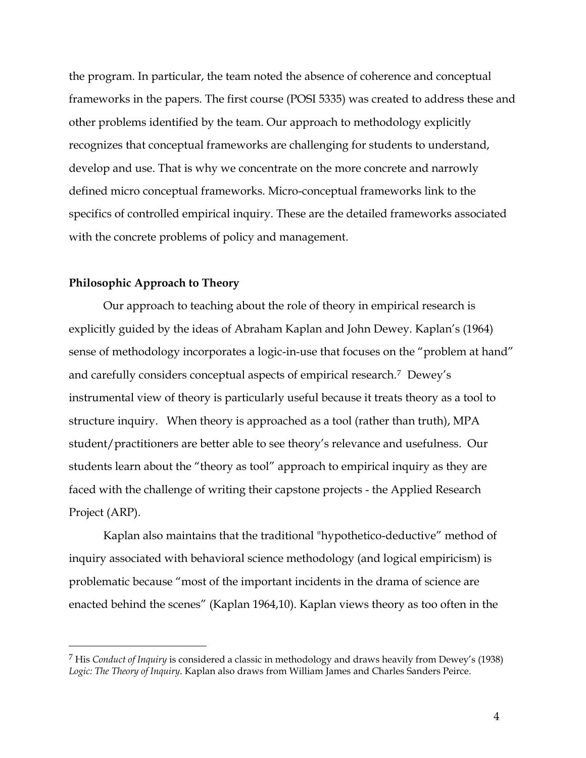the program. In particular, the team noted the absence of coherence and conceptual frameworks in the papers. The first course (POSI 5335) was created to address these and other problems identified by the team. Our approach to methodology explicitly recognizes that conceptual frameworks are challenging for students to understand, develop and use. That is why we concentrate on the more concrete and narrowly defined micro conceptual frameworks. Micro-conceptual frameworks link to the specifics of controlled empirical inquiry. These are the detailed frameworks associated with the concrete problems of policy and management.

**Philosophic Approach to Theory**

Our approach to teaching about the role of theory in empirical research is explicitly guided by the ideas of Abraham Kaplan and John Dewey. Kaplan's (1964) sense of methodology incorporates a logic-in-use that focuses on the "problem at hand" and carefully considers conceptual aspects of empirical research.[7] Dewey's instrumental view of theory is particularly useful because it treats theory as a tool to structure inquiry. When theory is approached as a tool (rather than truth), MPA student/practitioners are better able to see theory's relevance and usefulness. Our students learn about the "theory as tool" approach to empirical inquiry as they are faced with the challenge of writing their capstone projects - the Applied Research Project (ARP).

Kaplan also maintains that the traditional "hypothetico-deductive" method of inquiry associated with behavioral science methodology (and logical empiricism) is problematic because "most of the important incidents in the drama of science are enacted behind the scenes" (Kaplan 1964,10). Kaplan views theory as too often in the

---

[7] His *Conduct of Inquiry* is considered a classic in methodology and draws heavily from Dewey's (1938) *Logic: The Theory of Inquiry*. Kaplan also draws from William James and Charles Sanders Peirce.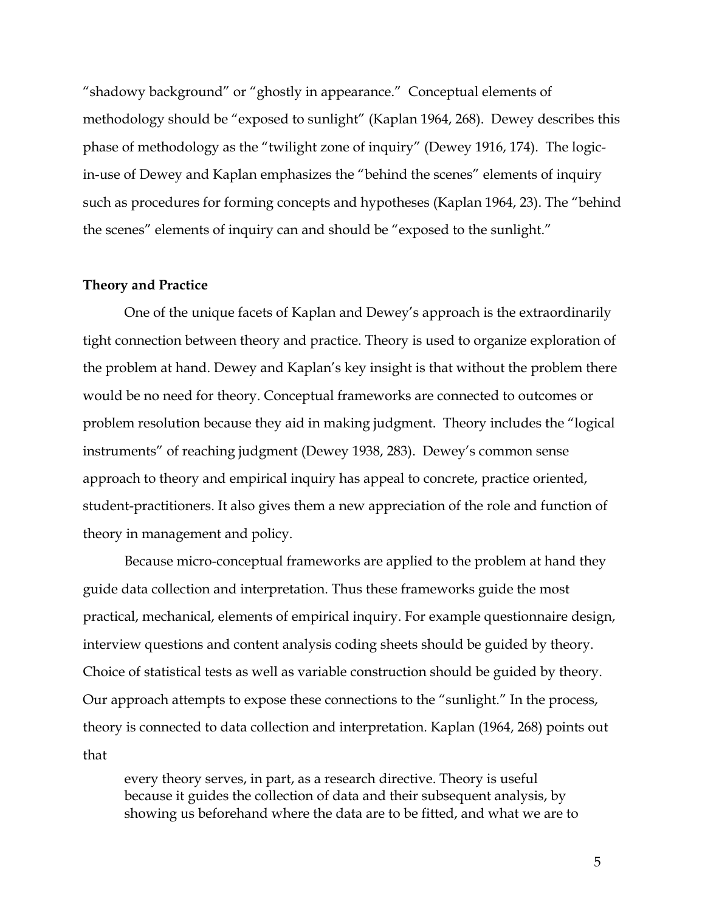"shadowy background" or "ghostly in appearance." Conceptual elements of methodology should be "exposed to sunlight" (Kaplan 1964, 268). Dewey describes this phase of methodology as the "twilight zone of inquiry" (Dewey 1916, 174). The logic-in-use of Dewey and Kaplan emphasizes the "behind the scenes" elements of inquiry such as procedures for forming concepts and hypotheses (Kaplan 1964, 23). The "behind the scenes" elements of inquiry can and should be "exposed to the sunlight."

**Theory and Practice**

One of the unique facets of Kaplan and Dewey's approach is the extraordinarily tight connection between theory and practice. Theory is used to organize exploration of the problem at hand. Dewey and Kaplan's key insight is that without the problem there would be no need for theory. Conceptual frameworks are connected to outcomes or problem resolution because they aid in making judgment. Theory includes the "logical instruments" of reaching judgment (Dewey 1938, 283). Dewey's common sense approach to theory and empirical inquiry has appeal to concrete, practice oriented, student-practitioners. It also gives them a new appreciation of the role and function of theory in management and policy.

Because micro-conceptual frameworks are applied to the problem at hand they guide data collection and interpretation. Thus these frameworks guide the most practical, mechanical, elements of empirical inquiry. For example questionnaire design, interview questions and content analysis coding sheets should be guided by theory. Choice of statistical tests as well as variable construction should be guided by theory. Our approach attempts to expose these connections to the "sunlight." In the process, theory is connected to data collection and interpretation. Kaplan (1964, 268) points out that

> every theory serves, in part, as a research directive. Theory is useful because it guides the collection of data and their subsequent analysis, by showing us beforehand where the data are to be fitted, and what we are to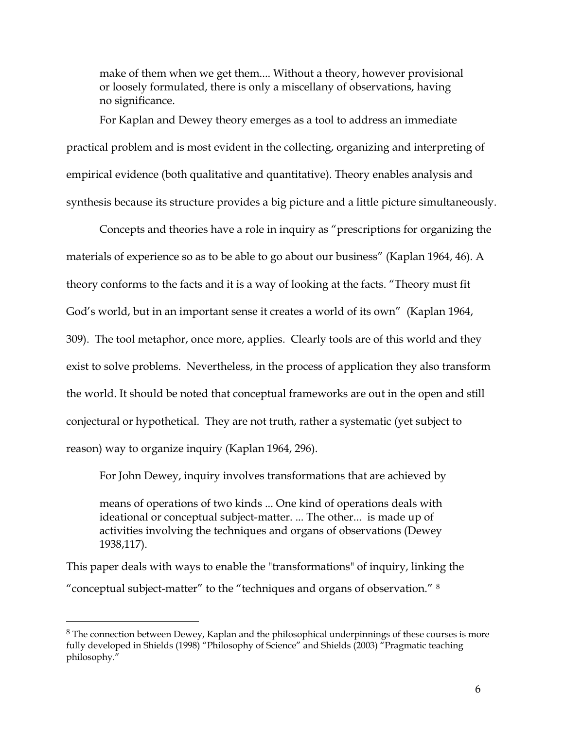> make of them when we get them.... Without a theory, however provisional or loosely formulated, there is only a miscellany of observations, having no significance.

For Kaplan and Dewey theory emerges as a tool to address an immediate practical problem and is most evident in the collecting, organizing and interpreting of empirical evidence (both qualitative and quantitative). Theory enables analysis and synthesis because its structure provides a big picture and a little picture simultaneously.

Concepts and theories have a role in inquiry as "prescriptions for organizing the materials of experience so as to be able to go about our business" (Kaplan 1964, 46). A theory conforms to the facts and it is a way of looking at the facts. "Theory must fit God's world, but in an important sense it creates a world of its own" (Kaplan 1964, 309). The tool metaphor, once more, applies. Clearly tools are of this world and they exist to solve problems. Nevertheless, in the process of application they also transform the world. It should be noted that conceptual frameworks are out in the open and still conjectural or hypothetical. They are not truth, rather a systematic (yet subject to reason) way to organize inquiry (Kaplan 1964, 296).

For John Dewey, inquiry involves transformations that are achieved by

> means of operations of two kinds ... One kind of operations deals with ideational or conceptual subject-matter. ... The other... is made up of activities involving the techniques and organs of observations (Dewey 1938,117).

This paper deals with ways to enable the "transformations" of inquiry, linking the "conceptual subject-matter" to the "techniques and organs of observation." [8]

[8] The connection between Dewey, Kaplan and the philosophical underpinnings of these courses is more fully developed in Shields (1998) "Philosophy of Science" and Shields (2003) "Pragmatic teaching philosophy."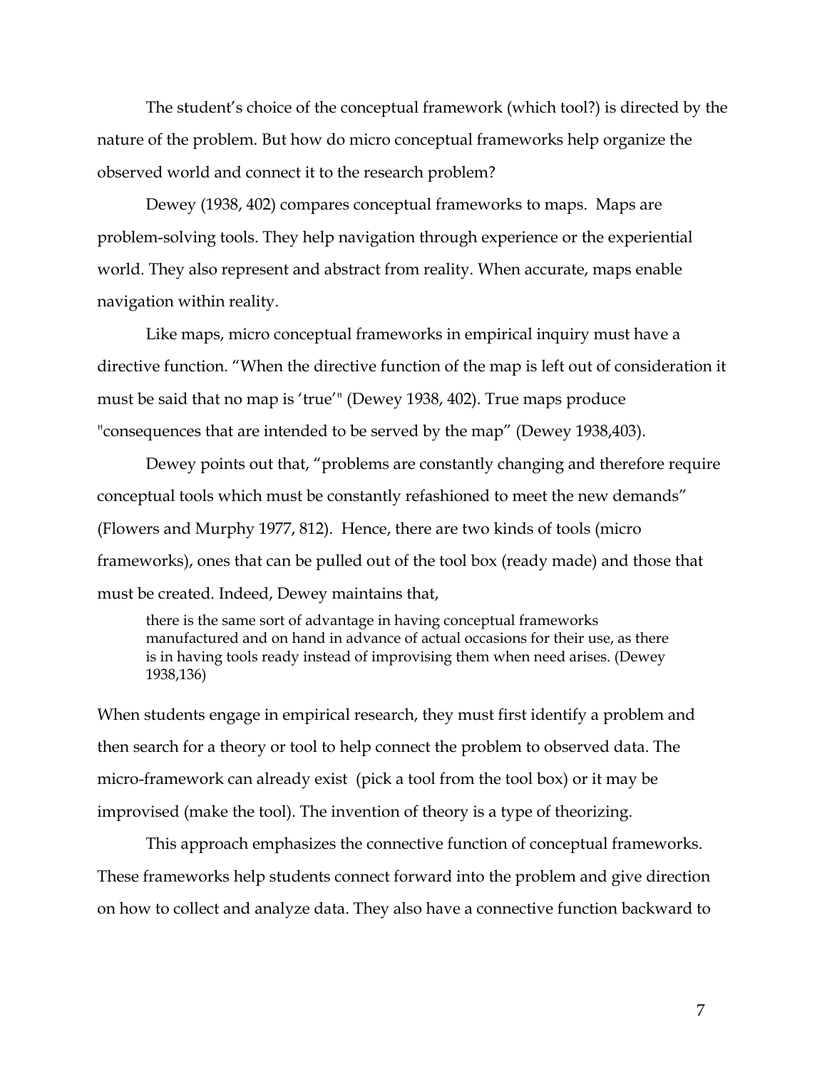The student's choice of the conceptual framework (which tool?) is directed by the nature of the problem. But how do micro conceptual frameworks help organize the observed world and connect it to the research problem?

Dewey (1938, 402) compares conceptual frameworks to maps. Maps are problem-solving tools. They help navigation through experience or the experiential world. They also represent and abstract from reality. When accurate, maps enable navigation within reality.

Like maps, micro conceptual frameworks in empirical inquiry must have a directive function. "When the directive function of the map is left out of consideration it must be said that no map is 'true'" (Dewey 1938, 402). True maps produce "consequences that are intended to be served by the map" (Dewey 1938,403).

Dewey points out that, "problems are constantly changing and therefore require conceptual tools which must be constantly refashioned to meet the new demands" (Flowers and Murphy 1977, 812). Hence, there are two kinds of tools (micro frameworks), ones that can be pulled out of the tool box (ready made) and those that must be created. Indeed, Dewey maintains that,

> there is the same sort of advantage in having conceptual frameworks manufactured and on hand in advance of actual occasions for their use, as there is in having tools ready instead of improvising them when need arises. (Dewey 1938,136)

When students engage in empirical research, they must first identify a problem and then search for a theory or tool to help connect the problem to observed data. The micro-framework can already exist (pick a tool from the tool box) or it may be improvised (make the tool). The invention of theory is a type of theorizing.

This approach emphasizes the connective function of conceptual frameworks. These frameworks help students connect forward into the problem and give direction on how to collect and analyze data. They also have a connective function backward to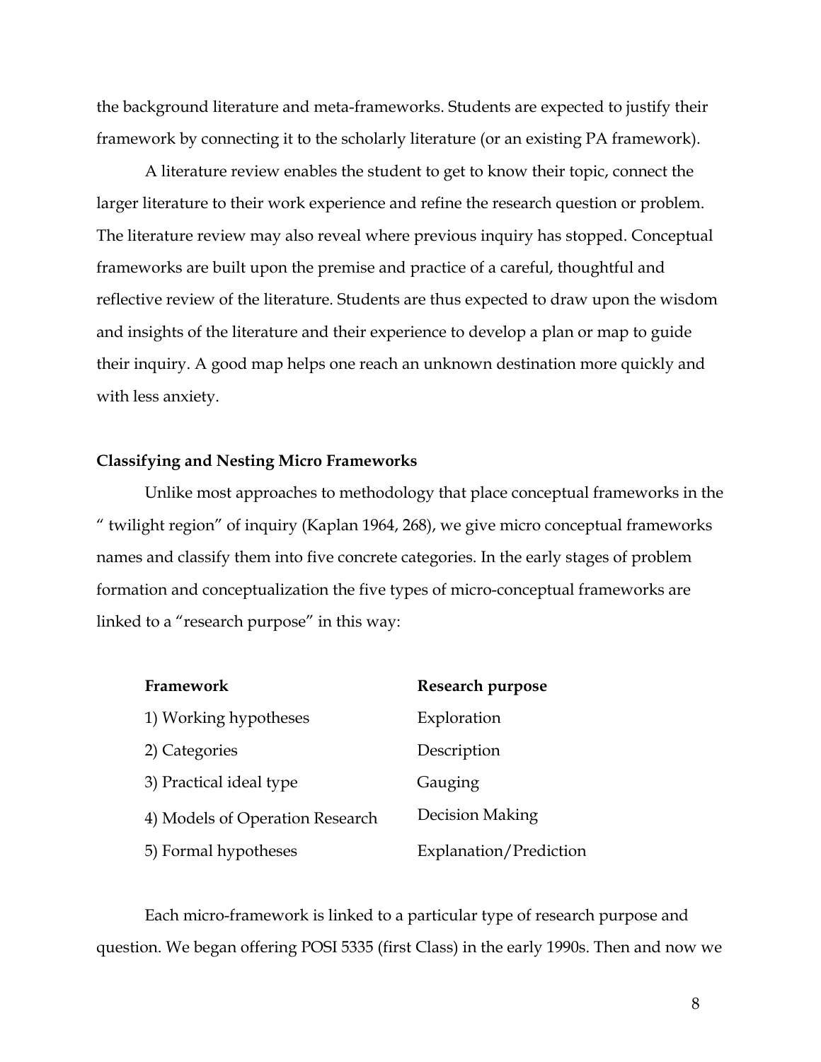the background literature and meta-frameworks. Students are expected to justify their framework by connecting it to the scholarly literature (or an existing PA framework).

A literature review enables the student to get to know their topic, connect the larger literature to their work experience and refine the research question or problem. The literature review may also reveal where previous inquiry has stopped. Conceptual frameworks are built upon the premise and practice of a careful, thoughtful and reflective review of the literature. Students are thus expected to draw upon the wisdom and insights of the literature and their experience to develop a plan or map to guide their inquiry. A good map helps one reach an unknown destination more quickly and with less anxiety.

**Classifying and Nesting Micro Frameworks**

Unlike most approaches to methodology that place conceptual frameworks in the " twilight region" of inquiry (Kaplan 1964, 268), we give micro conceptual frameworks names and classify them into five concrete categories. In the early stages of problem formation and conceptualization the five types of micro-conceptual frameworks are linked to a "research purpose" in this way:

| Framework | Research purpose |
|---|---|
| 1) Working hypotheses | Exploration |
| 2) Categories | Description |
| 3) Practical ideal type | Gauging |
| 4) Models of Operation Research | Decision Making |
| 5) Formal hypotheses | Explanation/Prediction |

Each micro-framework is linked to a particular type of research purpose and question. We began offering POSI 5335 (first Class) in the early 1990s. Then and now we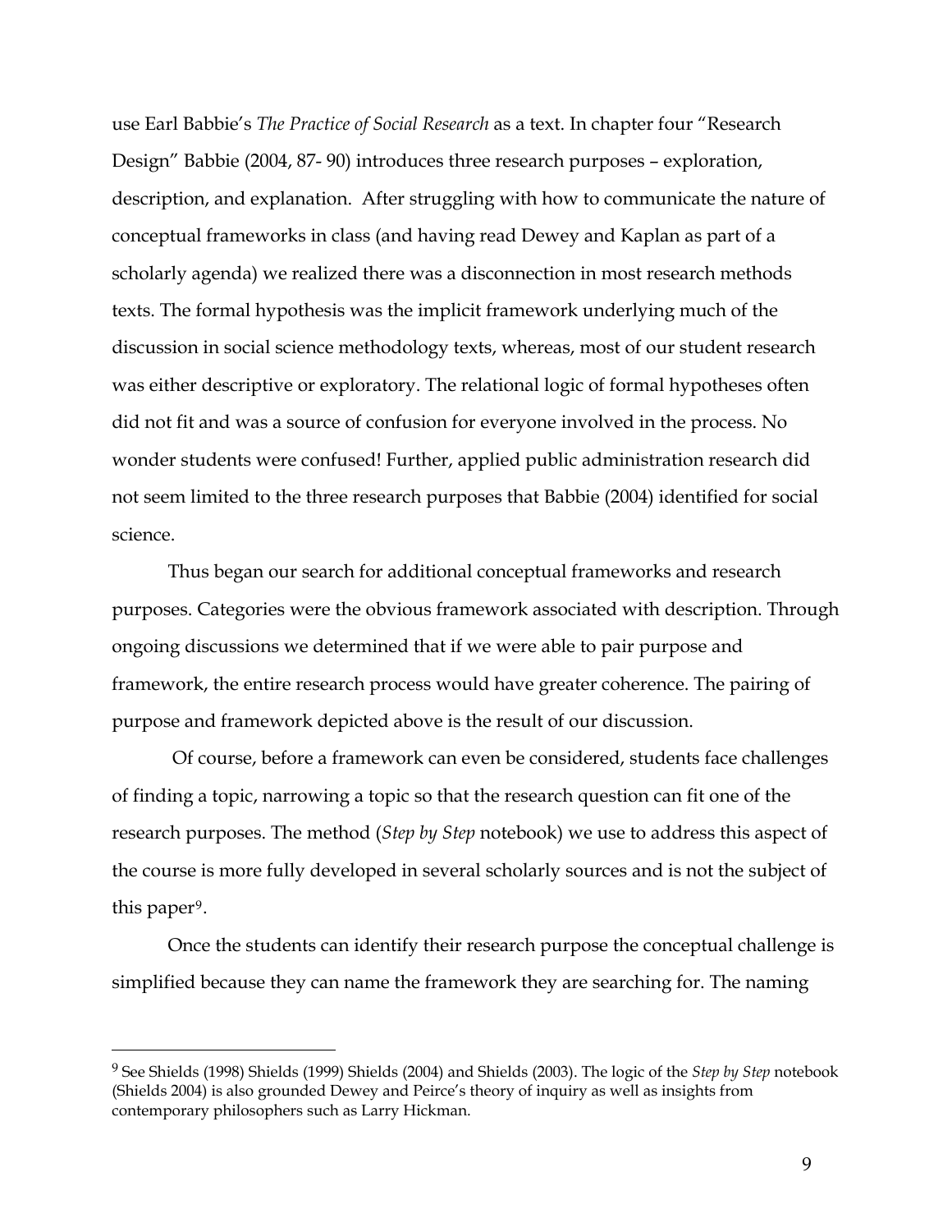use Earl Babbie's *The Practice of Social Research* as a text. In chapter four "Research Design" Babbie (2004, 87- 90) introduces three research purposes – exploration, description, and explanation. After struggling with how to communicate the nature of conceptual frameworks in class (and having read Dewey and Kaplan as part of a scholarly agenda) we realized there was a disconnection in most research methods texts. The formal hypothesis was the implicit framework underlying much of the discussion in social science methodology texts, whereas, most of our student research was either descriptive or exploratory. The relational logic of formal hypotheses often did not fit and was a source of confusion for everyone involved in the process. No wonder students were confused! Further, applied public administration research did not seem limited to the three research purposes that Babbie (2004) identified for social science.

Thus began our search for additional conceptual frameworks and research purposes. Categories were the obvious framework associated with description. Through ongoing discussions we determined that if we were able to pair purpose and framework, the entire research process would have greater coherence. The pairing of purpose and framework depicted above is the result of our discussion.

Of course, before a framework can even be considered, students face challenges of finding a topic, narrowing a topic so that the research question can fit one of the research purposes. The method (*Step by Step* notebook) we use to address this aspect of the course is more fully developed in several scholarly sources and is not the subject of this paper[9].

Once the students can identify their research purpose the conceptual challenge is simplified because they can name the framework they are searching for. The naming

---

[9] See Shields (1998) Shields (1999) Shields (2004) and Shields (2003). The logic of the *Step by Step* notebook (Shields 2004) is also grounded Dewey and Peirce's theory of inquiry as well as insights from contemporary philosophers such as Larry Hickman.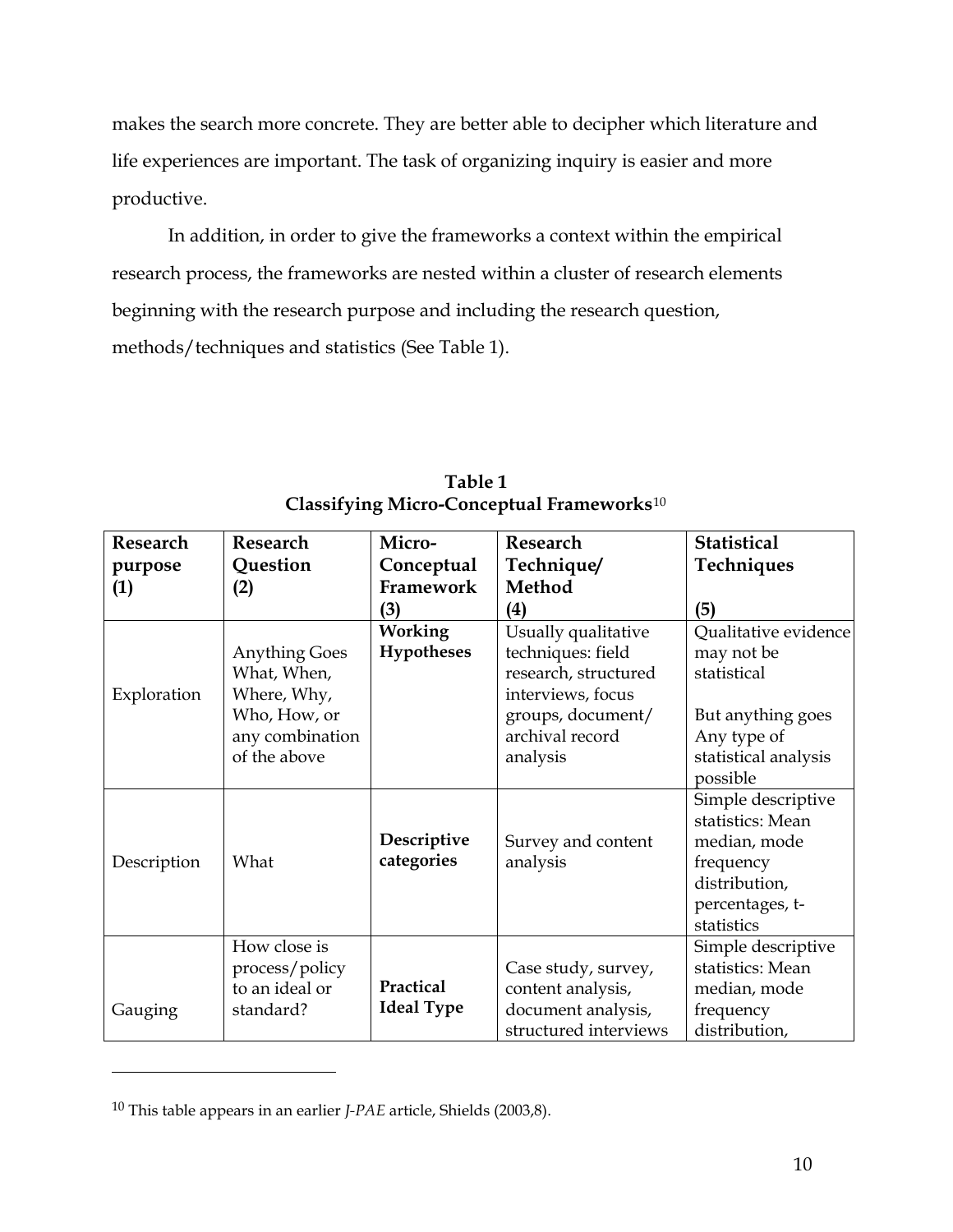makes the search more concrete. They are better able to decipher which literature and life experiences are important. The task of organizing inquiry is easier and more productive.

In addition, in order to give the frameworks a context within the empirical research process, the frameworks are nested within a cluster of research elements beginning with the research purpose and including the research question, methods/techniques and statistics (See Table 1).

**Table 1**
**Classifying Micro-Conceptual Frameworks**[10]

| **Research purpose (1)** | **Research Question (2)** | **Micro-Conceptual Framework (3)** | **Research Technique/ Method (4)** | **Statistical Techniques (5)** |
|---|---|---|---|---|
| Exploration | Anything Goes What, When, Where, Why, Who, How, or any combination of the above | **Working Hypotheses** | Usually qualitative techniques: field research, structured interviews, focus groups, document/ archival record analysis | Qualitative evidence may not be statistical<br><br>But anything goes Any type of statistical analysis possible |
| Description | What | **Descriptive categories** | Survey and content analysis | Simple descriptive statistics: Mean median, mode frequency distribution, percentages, t-statistics |
| Gauging | How close is process/policy to an ideal or standard? | **Practical Ideal Type** | Case study, survey, content analysis, document analysis, structured interviews | Simple descriptive statistics: Mean median, mode frequency distribution, |

---

[10] This table appears in an earlier *J-PAE* article, Shields (2003,8).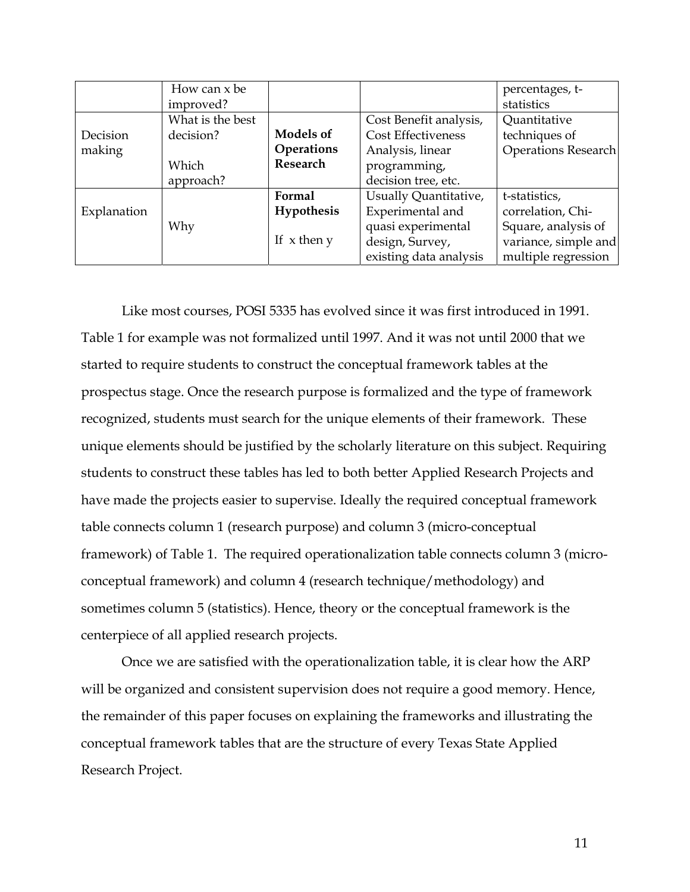| | How can x be improved? | | | percentages, t-statistics |
|---|---|---|---|---|
| Decision making | What is the best decision?<br><br>Which approach? | **Models of Operations Research** | Cost Benefit analysis, Cost Effectiveness Analysis, linear programming, decision tree, etc. | Quantitative techniques of Operations Research |
| Explanation | Why | **Formal Hypothesis**<br><br>If x then y | Usually Quantitative, Experimental and quasi experimental design, Survey, existing data analysis | t-statistics, correlation, Chi-Square, analysis of variance, simple and multiple regression |

Like most courses, POSI 5335 has evolved since it was first introduced in 1991. Table 1 for example was not formalized until 1997. And it was not until 2000 that we started to require students to construct the conceptual framework tables at the prospectus stage. Once the research purpose is formalized and the type of framework recognized, students must search for the unique elements of their framework. These unique elements should be justified by the scholarly literature on this subject. Requiring students to construct these tables has led to both better Applied Research Projects and have made the projects easier to supervise. Ideally the required conceptual framework table connects column 1 (research purpose) and column 3 (micro-conceptual framework) of Table 1. The required operationalization table connects column 3 (micro-conceptual framework) and column 4 (research technique/methodology) and sometimes column 5 (statistics). Hence, theory or the conceptual framework is the centerpiece of all applied research projects.

Once we are satisfied with the operationalization table, it is clear how the ARP will be organized and consistent supervision does not require a good memory. Hence, the remainder of this paper focuses on explaining the frameworks and illustrating the conceptual framework tables that are the structure of every Texas State Applied Research Project.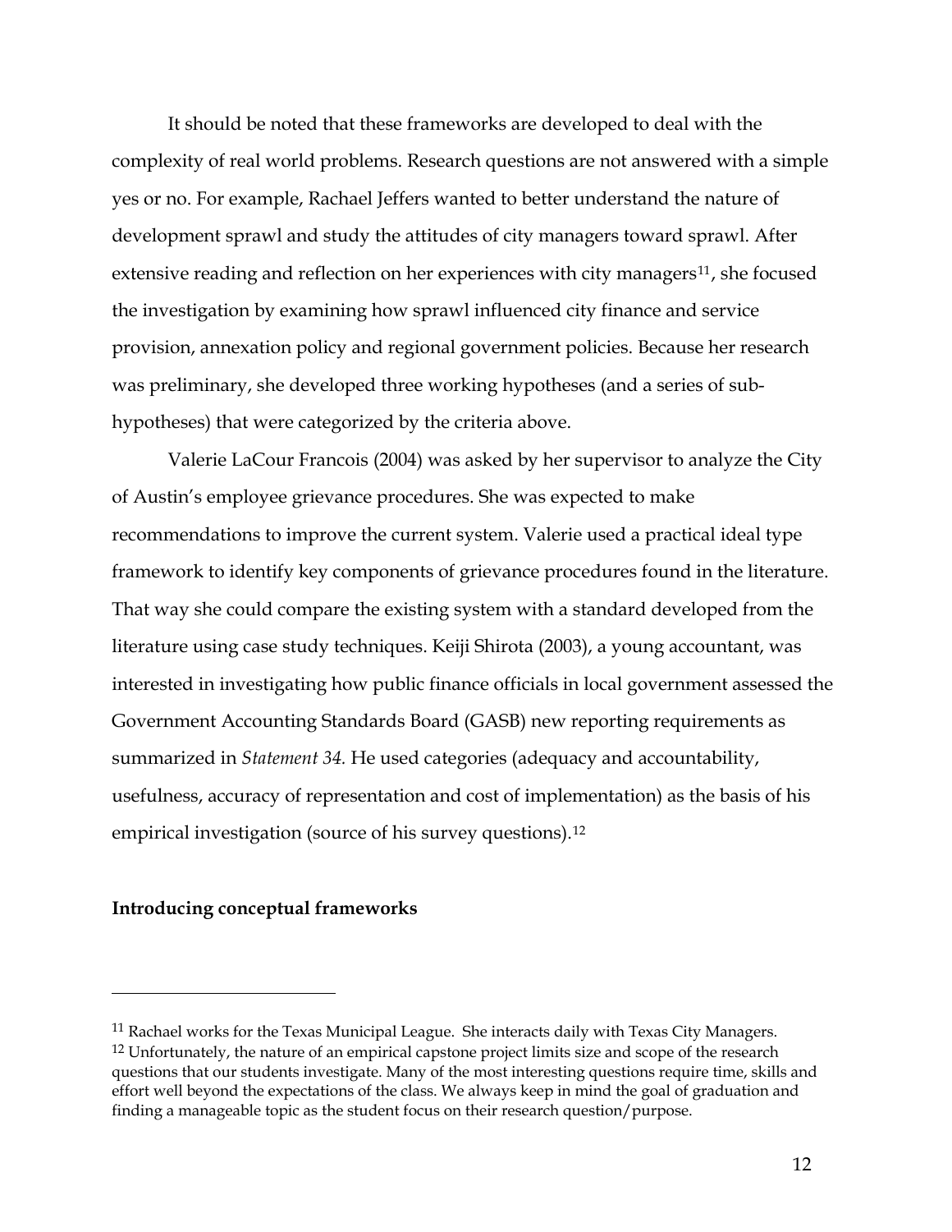It should be noted that these frameworks are developed to deal with the complexity of real world problems. Research questions are not answered with a simple yes or no. For example, Rachael Jeffers wanted to better understand the nature of development sprawl and study the attitudes of city managers toward sprawl. After extensive reading and reflection on her experiences with city managers[11], she focused the investigation by examining how sprawl influenced city finance and service provision, annexation policy and regional government policies. Because her research was preliminary, she developed three working hypotheses (and a series of sub-hypotheses) that were categorized by the criteria above.

Valerie LaCour Francois (2004) was asked by her supervisor to analyze the City of Austin's employee grievance procedures. She was expected to make recommendations to improve the current system. Valerie used a practical ideal type framework to identify key components of grievance procedures found in the literature. That way she could compare the existing system with a standard developed from the literature using case study techniques. Keiji Shirota (2003), a young accountant, was interested in investigating how public finance officials in local government assessed the Government Accounting Standards Board (GASB) new reporting requirements as summarized in *Statement 34.* He used categories (adequacy and accountability, usefulness, accuracy of representation and cost of implementation) as the basis of his empirical investigation (source of his survey questions).[12]

**Introducing conceptual frameworks**

---

[11] Rachael works for the Texas Municipal League. She interacts daily with Texas City Managers.

[12] Unfortunately, the nature of an empirical capstone project limits size and scope of the research questions that our students investigate. Many of the most interesting questions require time, skills and effort well beyond the expectations of the class. We always keep in mind the goal of graduation and finding a manageable topic as the student focus on their research question/purpose.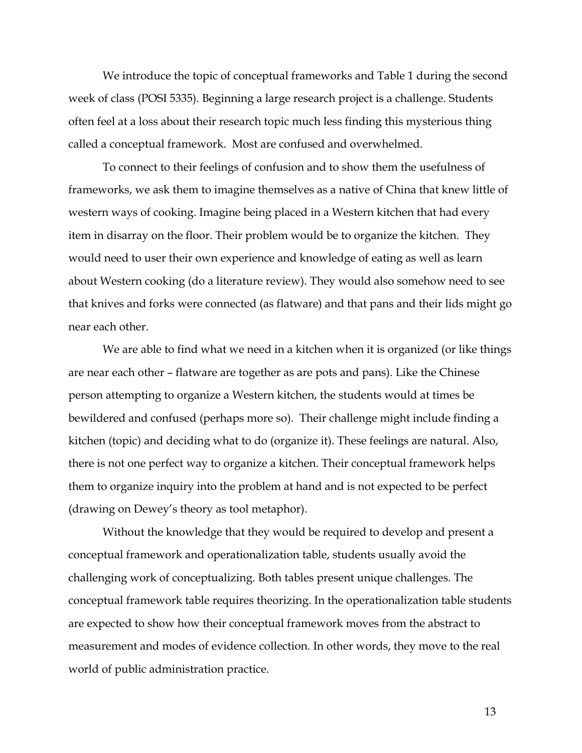We introduce the topic of conceptual frameworks and Table 1 during the second week of class (POSI 5335). Beginning a large research project is a challenge. Students often feel at a loss about their research topic much less finding this mysterious thing called a conceptual framework. Most are confused and overwhelmed.

To connect to their feelings of confusion and to show them the usefulness of frameworks, we ask them to imagine themselves as a native of China that knew little of western ways of cooking. Imagine being placed in a Western kitchen that had every item in disarray on the floor. Their problem would be to organize the kitchen. They would need to user their own experience and knowledge of eating as well as learn about Western cooking (do a literature review). They would also somehow need to see that knives and forks were connected (as flatware) and that pans and their lids might go near each other.

We are able to find what we need in a kitchen when it is organized (or like things are near each other – flatware are together as are pots and pans). Like the Chinese person attempting to organize a Western kitchen, the students would at times be bewildered and confused (perhaps more so). Their challenge might include finding a kitchen (topic) and deciding what to do (organize it). These feelings are natural. Also, there is not one perfect way to organize a kitchen. Their conceptual framework helps them to organize inquiry into the problem at hand and is not expected to be perfect (drawing on Dewey's theory as tool metaphor).

Without the knowledge that they would be required to develop and present a conceptual framework and operationalization table, students usually avoid the challenging work of conceptualizing. Both tables present unique challenges. The conceptual framework table requires theorizing. In the operationalization table students are expected to show how their conceptual framework moves from the abstract to measurement and modes of evidence collection. In other words, they move to the real world of public administration practice.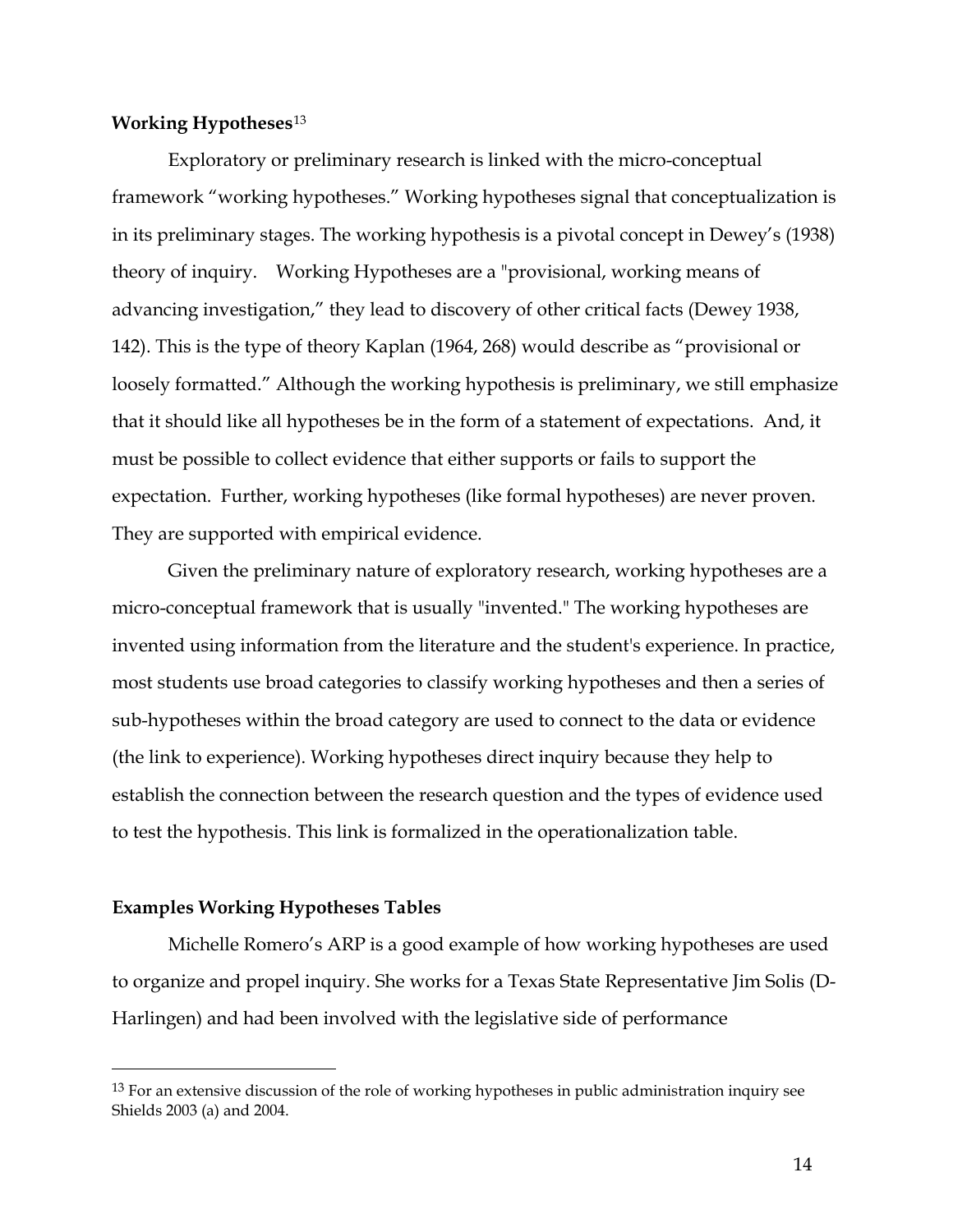### Working Hypotheses[13]

Exploratory or preliminary research is linked with the micro-conceptual framework "working hypotheses." Working hypotheses signal that conceptualization is in its preliminary stages. The working hypothesis is a pivotal concept in Dewey's (1938) theory of inquiry. Working Hypotheses are a "provisional, working means of advancing investigation," they lead to discovery of other critical facts (Dewey 1938, 142). This is the type of theory Kaplan (1964, 268) would describe as "provisional or loosely formatted." Although the working hypothesis is preliminary, we still emphasize that it should like all hypotheses be in the form of a statement of expectations. And, it must be possible to collect evidence that either supports or fails to support the expectation. Further, working hypotheses (like formal hypotheses) are never proven. They are supported with empirical evidence.

Given the preliminary nature of exploratory research, working hypotheses are a micro-conceptual framework that is usually "invented." The working hypotheses are invented using information from the literature and the student's experience. In practice, most students use broad categories to classify working hypotheses and then a series of sub-hypotheses within the broad category are used to connect to the data or evidence (the link to experience). Working hypotheses direct inquiry because they help to establish the connection between the research question and the types of evidence used to test the hypothesis. This link is formalized in the operationalization table.

### Examples Working Hypotheses Tables

Michelle Romero's ARP is a good example of how working hypotheses are used to organize and propel inquiry. She works for a Texas State Representative Jim Solis (D-Harlingen) and had been involved with the legislative side of performance

[13] For an extensive discussion of the role of working hypotheses in public administration inquiry see Shields 2003 (a) and 2004.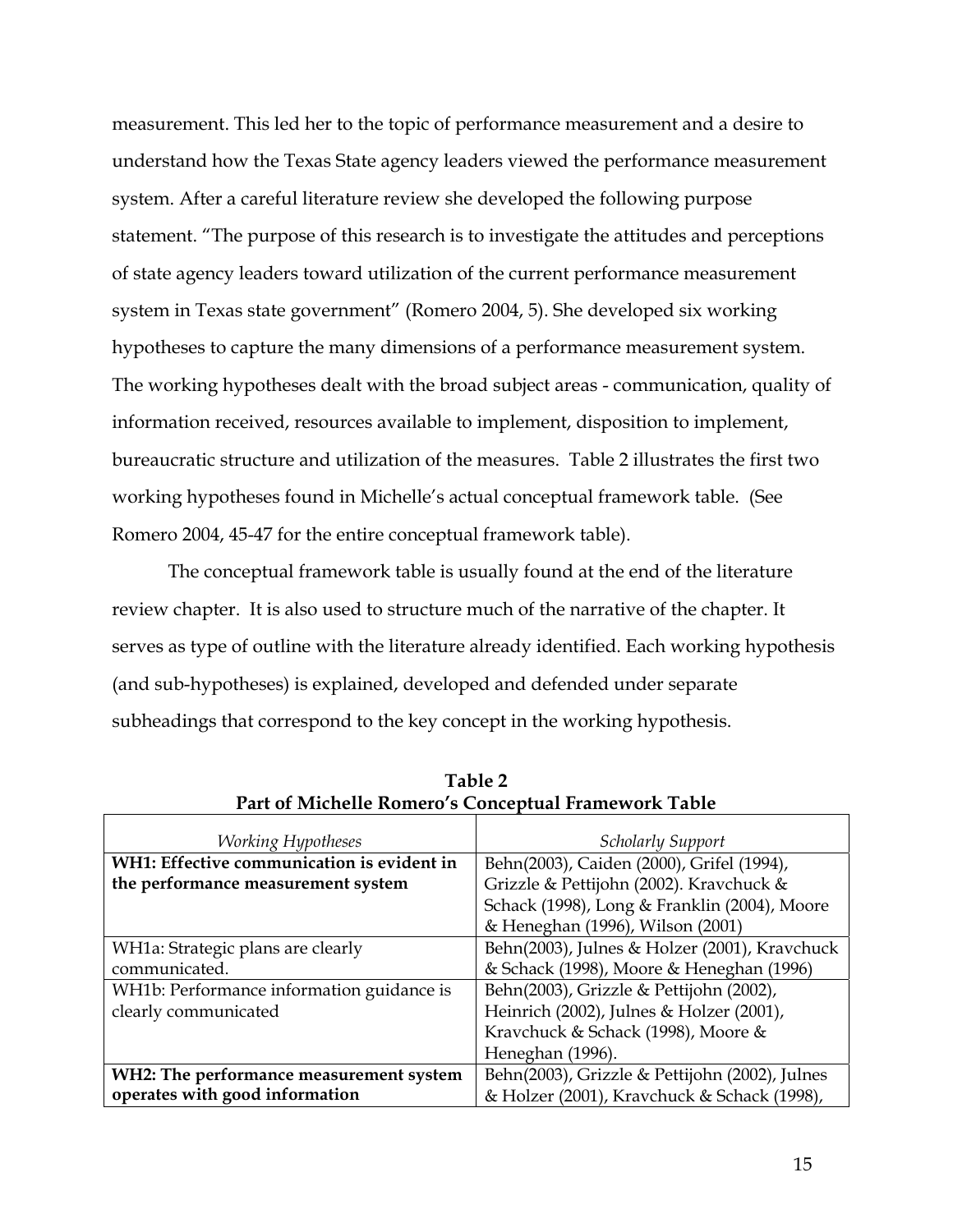measurement. This led her to the topic of performance measurement and a desire to understand how the Texas State agency leaders viewed the performance measurement system. After a careful literature review she developed the following purpose statement. "The purpose of this research is to investigate the attitudes and perceptions of state agency leaders toward utilization of the current performance measurement system in Texas state government" (Romero 2004, 5). She developed six working hypotheses to capture the many dimensions of a performance measurement system. The working hypotheses dealt with the broad subject areas - communication, quality of information received, resources available to implement, disposition to implement, bureaucratic structure and utilization of the measures. Table 2 illustrates the first two working hypotheses found in Michelle's actual conceptual framework table. (See Romero 2004, 45-47 for the entire conceptual framework table).

The conceptual framework table is usually found at the end of the literature review chapter. It is also used to structure much of the narrative of the chapter. It serves as type of outline with the literature already identified. Each working hypothesis (and sub-hypotheses) is explained, developed and defended under separate subheadings that correspond to the key concept in the working hypothesis.

**Table 2**
**Part of Michelle Romero's Conceptual Framework Table**

| *Working Hypotheses* | *Scholarly Support* |
|---|---|
| **WH1: Effective communication is evident in the performance measurement system** | Behn(2003), Caiden (2000), Grifel (1994), Grizzle & Pettijohn (2002). Kravchuck & Schack (1998), Long & Franklin (2004), Moore & Heneghan (1996), Wilson (2001) |
| WH1a: Strategic plans are clearly communicated. | Behn(2003), Julnes & Holzer (2001), Kravchuck & Schack (1998), Moore & Heneghan (1996) |
| WH1b: Performance information guidance is clearly communicated | Behn(2003), Grizzle & Pettijohn (2002), Heinrich (2002), Julnes & Holzer (2001), Kravchuck & Schack (1998), Moore & Heneghan (1996). |
| **WH2: The performance measurement system operates with good information** | Behn(2003), Grizzle & Pettijohn (2002), Julnes & Holzer (2001), Kravchuck & Schack (1998), |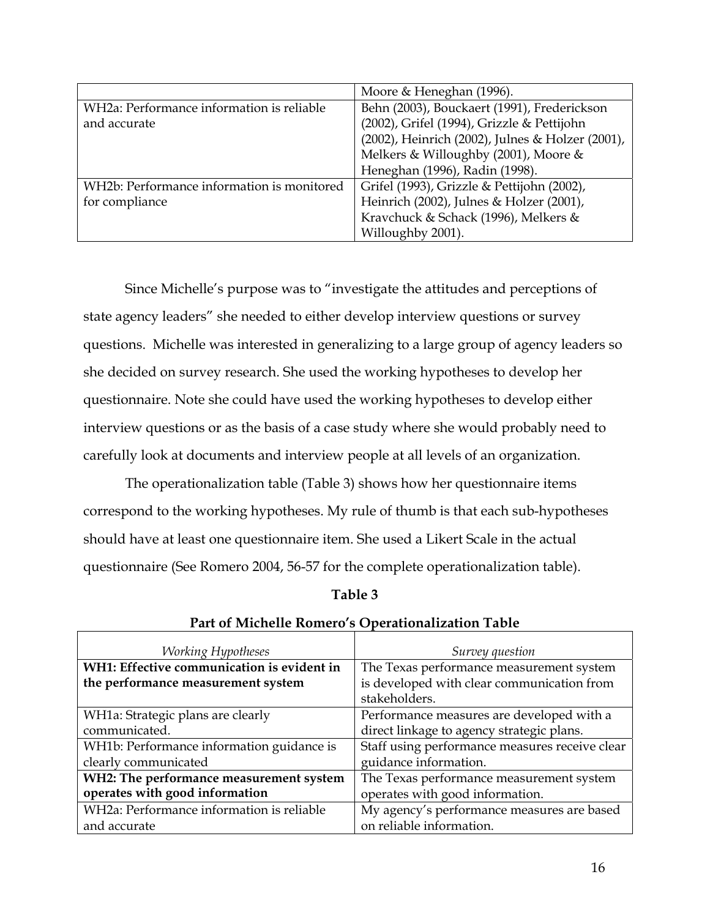| | |
|---|---|
| | Moore & Heneghan (1996). |
| WH2a: Performance information is reliable and accurate | Behn (2003), Bouckaert (1991), Frederickson (2002), Grifel (1994), Grizzle & Pettijohn (2002), Heinrich (2002), Julnes & Holzer (2001), Melkers & Willoughby (2001), Moore & Heneghan (1996), Radin (1998). |
| WH2b: Performance information is monitored for compliance | Grifel (1993), Grizzle & Pettijohn (2002), Heinrich (2002), Julnes & Holzer (2001), Kravchuck & Schack (1996), Melkers & Willoughby 2001). |

Since Michelle's purpose was to "investigate the attitudes and perceptions of state agency leaders" she needed to either develop interview questions or survey questions. Michelle was interested in generalizing to a large group of agency leaders so she decided on survey research. She used the working hypotheses to develop her questionnaire. Note she could have used the working hypotheses to develop either interview questions or as the basis of a case study where she would probably need to carefully look at documents and interview people at all levels of an organization.

The operationalization table (Table 3) shows how her questionnaire items correspond to the working hypotheses. My rule of thumb is that each sub-hypotheses should have at least one questionnaire item. She used a Likert Scale in the actual questionnaire (See Romero 2004, 56-57 for the complete operationalization table).

**Table 3**

**Part of Michelle Romero's Operationalization Table**

| *Working Hypotheses* | *Survey question* |
|---|---|
| **WH1: Effective communication is evident in the performance measurement system** | The Texas performance measurement system is developed with clear communication from stakeholders. |
| WH1a: Strategic plans are clearly communicated. | Performance measures are developed with a direct linkage to agency strategic plans. |
| WH1b: Performance information guidance is clearly communicated | Staff using performance measures receive clear guidance information. |
| **WH2: The performance measurement system operates with good information** | The Texas performance measurement system operates with good information. |
| WH2a: Performance information is reliable and accurate | My agency's performance measures are based on reliable information. |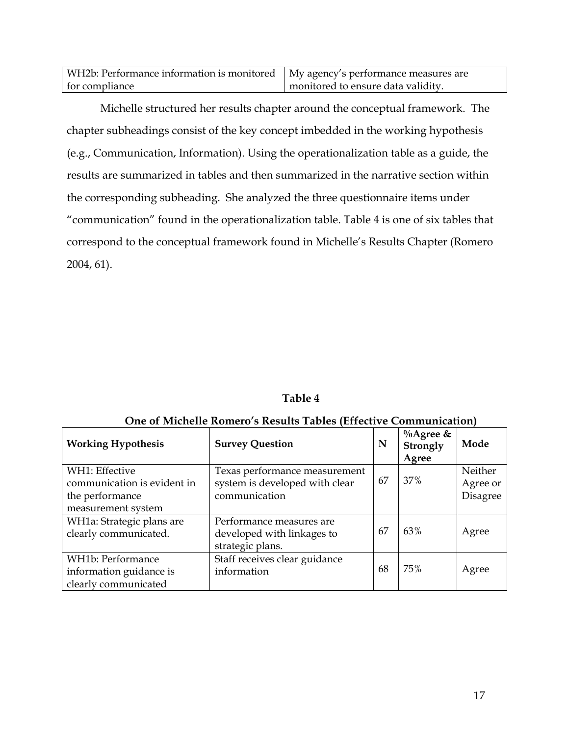| WH2b: Performance information is monitored for compliance | My agency's performance measures are monitored to ensure data validity. |
|---|---|

Michelle structured her results chapter around the conceptual framework. The chapter subheadings consist of the key concept imbedded in the working hypothesis (e.g., Communication, Information). Using the operationalization table as a guide, the results are summarized in tables and then summarized in the narrative section within the corresponding subheading. She analyzed the three questionnaire items under "communication" found in the operationalization table. Table 4 is one of six tables that correspond to the conceptual framework found in Michelle's Results Chapter (Romero 2004, 61).

**Table 4**

**One of Michelle Romero's Results Tables (Effective Communication)**

| **Working Hypothesis** | **Survey Question** | **N** | **%Agree & Strongly Agree** | **Mode** |
|---|---|---|---|---|
| WH1: Effective communication is evident in the performance measurement system | Texas performance measurement system is developed with clear communication | 67 | 37% | Neither Agree or Disagree |
| WH1a: Strategic plans are clearly communicated. | Performance measures are developed with linkages to strategic plans. | 67 | 63% | Agree |
| WH1b: Performance information guidance is clearly communicated | Staff receives clear guidance information | 68 | 75% | Agree |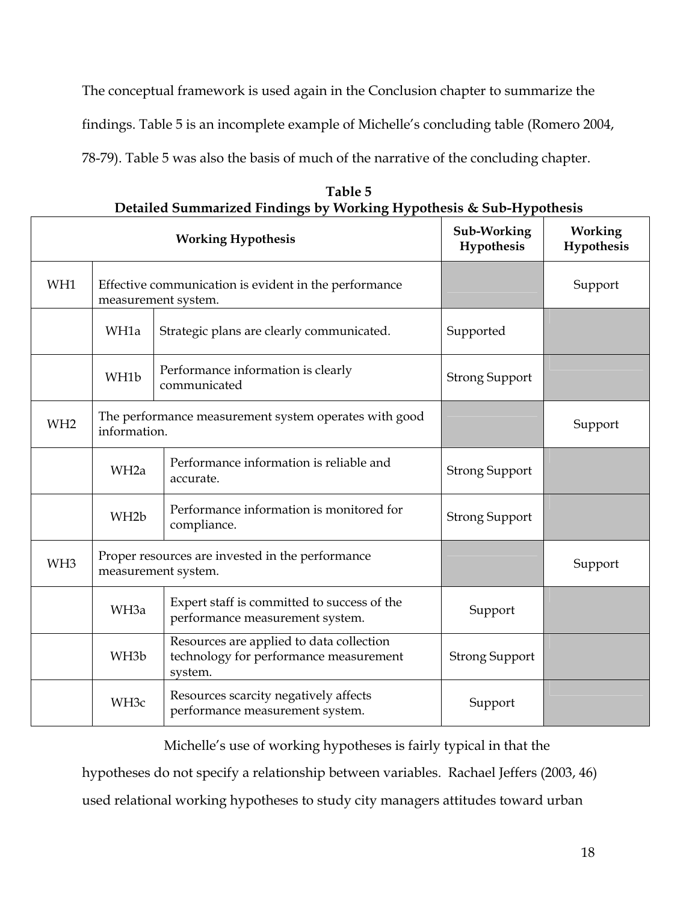The conceptual framework is used again in the Conclusion chapter to summarize the findings. Table 5 is an incomplete example of Michelle's concluding table (Romero 2004, 78-79). Table 5 was also the basis of much of the narrative of the concluding chapter.

**Table 5**
**Detailed Summarized Findings by Working Hypothesis & Sub-Hypothesis**

| Working Hypothesis | | | Sub-Working Hypothesis | Working Hypothesis |
|---|---|---|---|---|
| WH1 | Effective communication is evident in the performance measurement system. | | | Support |
| | WH1a | Strategic plans are clearly communicated. | Supported | |
| | WH1b | Performance information is clearly communicated | Strong Support | |
| WH2 | The performance measurement system operates with good information. | | | Support |
| | WH2a | Performance information is reliable and accurate. | Strong Support | |
| | WH2b | Performance information is monitored for compliance. | Strong Support | |
| WH3 | Proper resources are invested in the performance measurement system. | | | Support |
| | WH3a | Expert staff is committed to success of the performance measurement system. | Support | |
| | WH3b | Resources are applied to data collection technology for performance measurement system. | Strong Support | |
| | WH3c | Resources scarcity negatively affects performance measurement system. | Support | |

Michelle's use of working hypotheses is fairly typical in that the hypotheses do not specify a relationship between variables. Rachael Jeffers (2003, 46) used relational working hypotheses to study city managers attitudes toward urban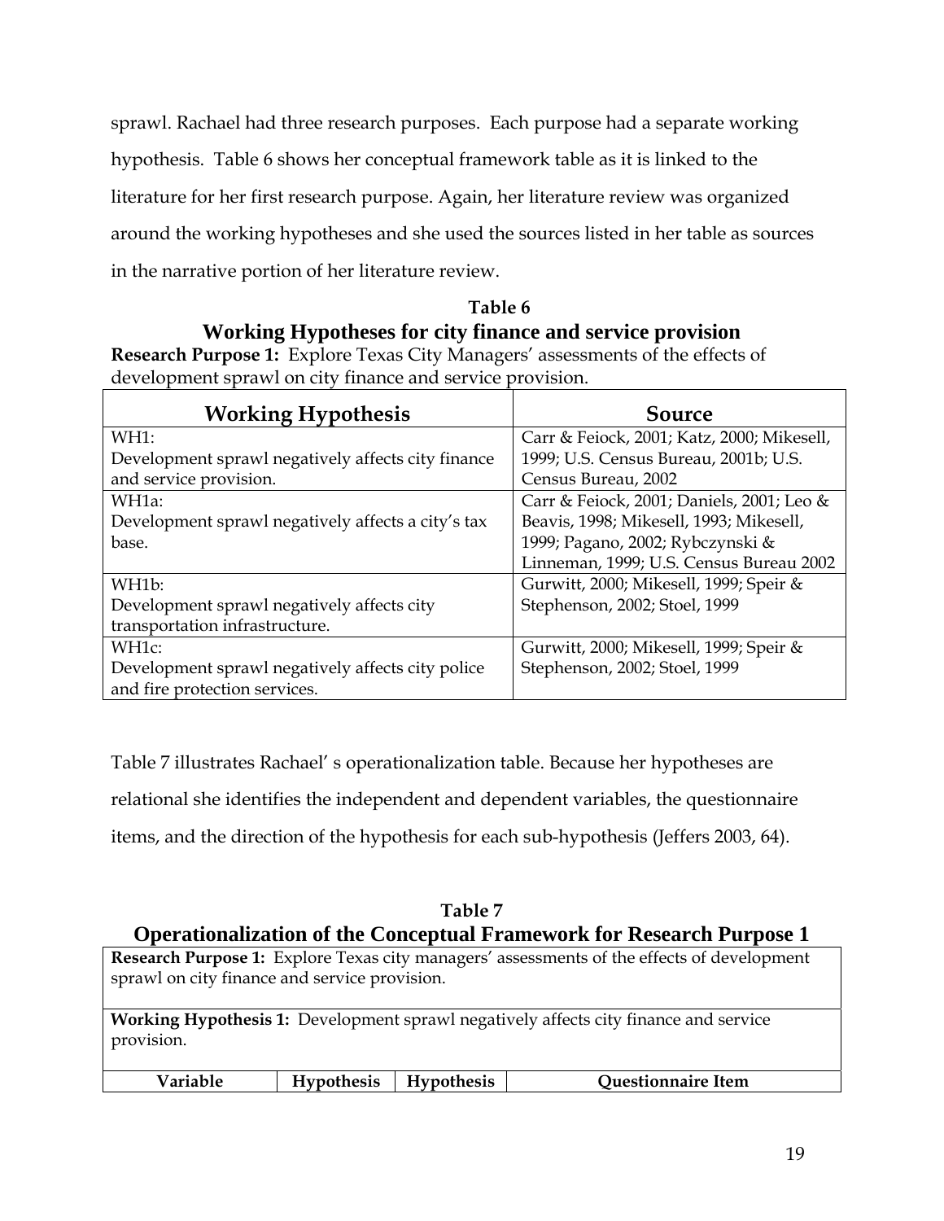sprawl. Rachael had three research purposes. Each purpose had a separate working hypothesis. Table 6 shows her conceptual framework table as it is linked to the literature for her first research purpose. Again, her literature review was organized around the working hypotheses and she used the sources listed in her table as sources in the narrative portion of her literature review.

**Table 6**

**Working Hypotheses for city finance and service provision**

**Research Purpose 1:** Explore Texas City Managers' assessments of the effects of development sprawl on city finance and service provision.

| Working Hypothesis | Source |
|---|---|
| WH1:<br>Development sprawl negatively affects city finance and service provision. | Carr & Feiock, 2001; Katz, 2000; Mikesell, 1999; U.S. Census Bureau, 2001b; U.S. Census Bureau, 2002 |
| WH1a:<br>Development sprawl negatively affects a city's tax base. | Carr & Feiock, 2001; Daniels, 2001; Leo & Beavis, 1998; Mikesell, 1993; Mikesell, 1999; Pagano, 2002; Rybczynski & Linneman, 1999; U.S. Census Bureau 2002 |
| WH1b:<br>Development sprawl negatively affects city transportation infrastructure. | Gurwitt, 2000; Mikesell, 1999; Speir & Stephenson, 2002; Stoel, 1999 |
| WH1c:<br>Development sprawl negatively affects city police and fire protection services. | Gurwitt, 2000; Mikesell, 1999; Speir & Stephenson, 2002; Stoel, 1999 |

Table 7 illustrates Rachael' s operationalization table. Because her hypotheses are relational she identifies the independent and dependent variables, the questionnaire items, and the direction of the hypothesis for each sub-hypothesis (Jeffers 2003, 64).

**Table 7**

**Operationalization of the Conceptual Framework for Research Purpose 1**

**Research Purpose 1:** Explore Texas city managers' assessments of the effects of development sprawl on city finance and service provision.

**Working Hypothesis 1:** Development sprawl negatively affects city finance and service provision.

| Variable | Hypothesis | Hypothesis | Questionnaire Item |
|---|---|---|---|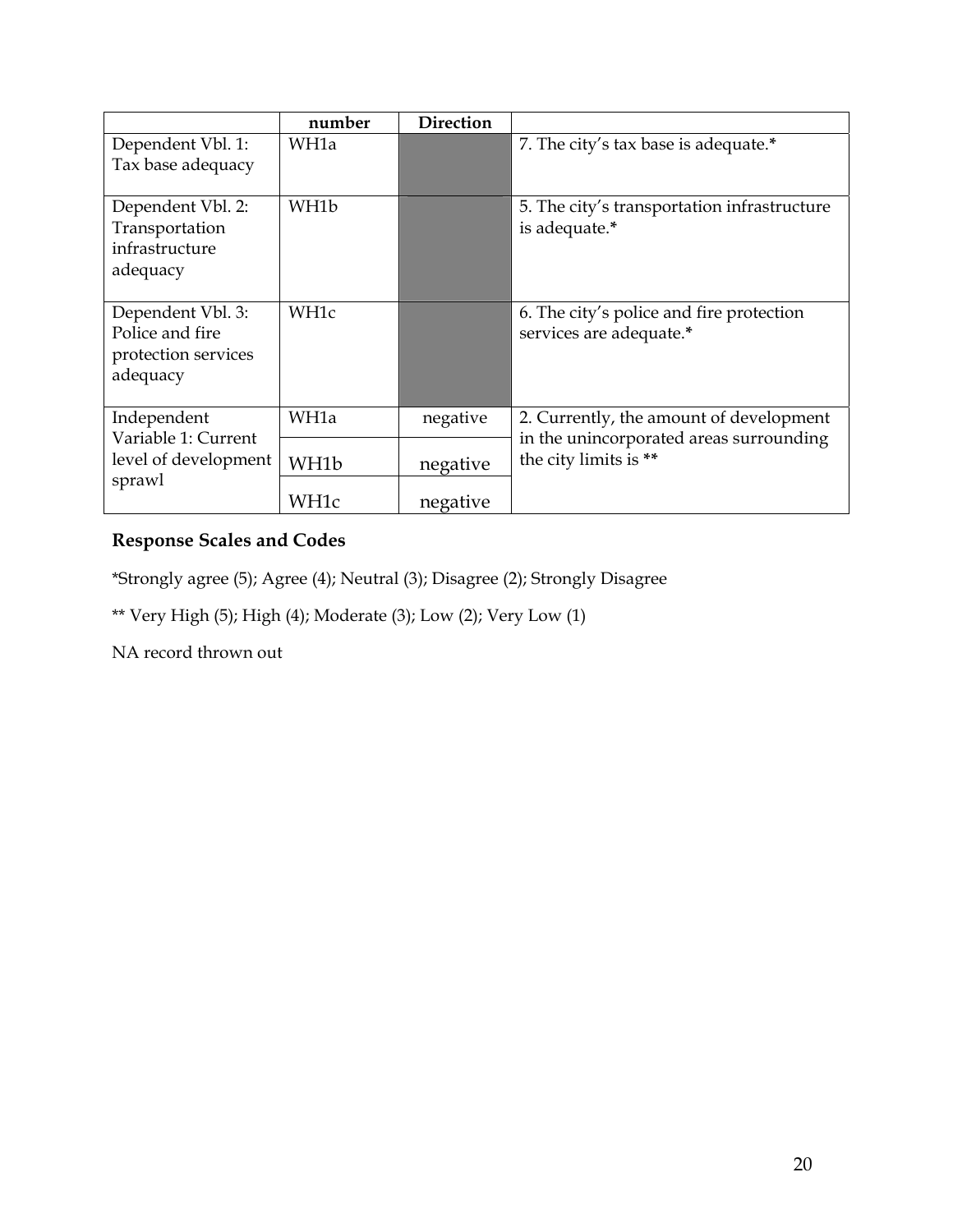| | number | Direction | |
|---|---|---|---|
| Dependent Vbl. 1: Tax base adequacy | WH1a | | 7. The city's tax base is adequate.* |
| Dependent Vbl. 2: Transportation infrastructure adequacy | WH1b | | 5. The city's transportation infrastructure is adequate.* |
| Dependent Vbl. 3: Police and fire protection services adequacy | WH1c | | 6. The city's police and fire protection services are adequate.* |
| Independent Variable 1: Current level of development sprawl | WH1a | negative | 2. Currently, the amount of development in the unincorporated areas surrounding the city limits is ** |
| | WH1b | negative | |
| | WH1c | negative | |

**Response Scales and Codes**

*Strongly agree (5); Agree (4); Neutral (3); Disagree (2); Strongly Disagree

** Very High (5); High (4); Moderate (3); Low (2); Very Low (1)

NA record thrown out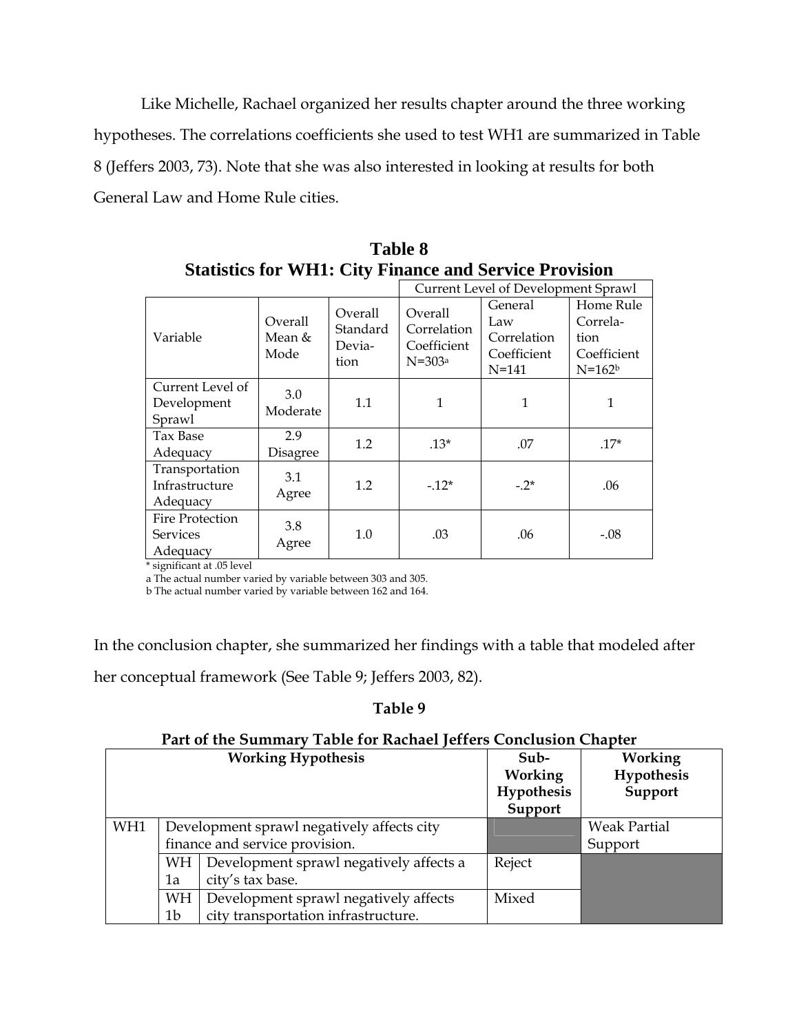Like Michelle, Rachael organized her results chapter around the three working hypotheses. The correlations coefficients she used to test WH1 are summarized in Table 8 (Jeffers 2003, 73). Note that she was also interested in looking at results for both General Law and Home Rule cities.

**Table 8**
**Statistics for WH1: City Finance and Service Provision**

| | | | Current Level of Development Sprawl | | |
|---|---|---|---|---|---|
| Variable | Overall Mean & Mode | Overall Standard Deviation | Overall Correlation Coefficient N=303[a] | General Law Correlation Coefficient N=141 | Home Rule Correlation Coefficient N=162[b] |
| Current Level of Development Sprawl | 3.0 Moderate | 1.1 | 1 | 1 | 1 |
| Tax Base Adequacy | 2.9 Disagree | 1.2 | .13* | .07 | .17* |
| Transportation Infrastructure Adequacy | 3.1 Agree | 1.2 | -.12* | -.2* | .06 |
| Fire Protection Services Adequacy | 3.8 Agree | 1.0 | .03 | .06 | -.08 |

\* significant at .05 level
a The actual number varied by variable between 303 and 305.
b The actual number varied by variable between 162 and 164.

In the conclusion chapter, she summarized her findings with a table that modeled after her conceptual framework (See Table 9; Jeffers 2003, 82).

**Table 9**

**Part of the Summary Table for Rachael Jeffers Conclusion Chapter**

| Working Hypothesis | | | Sub-Working Hypothesis Support | Working Hypothesis Support |
|---|---|---|---|---|
| WH1 | Development sprawl negatively affects city finance and service provision. | | | Weak Partial Support |
| | WH 1a | Development sprawl negatively affects a city's tax base. | Reject | |
| | WH 1b | Development sprawl negatively affects city transportation infrastructure. | Mixed | |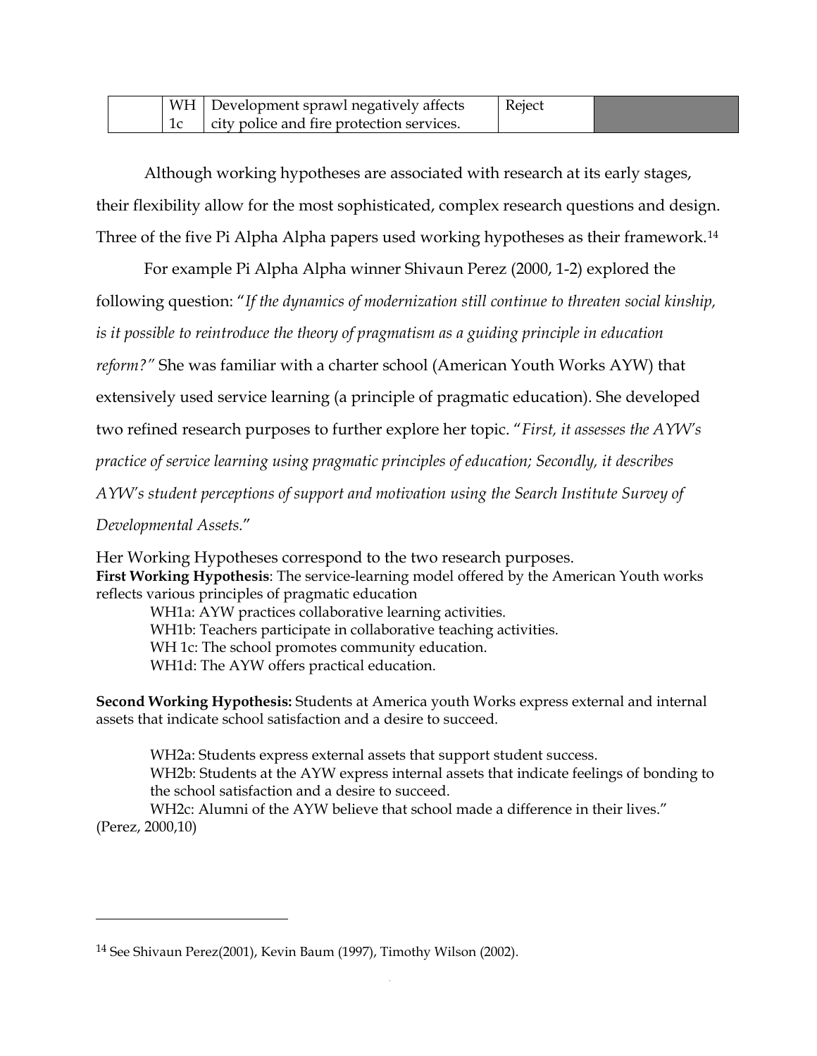| | WH 1c | Development sprawl negatively affects city police and fire protection services. | Reject | |
|---|---|---|---|---|

Although working hypotheses are associated with research at its early stages, their flexibility allow for the most sophisticated, complex research questions and design. Three of the five Pi Alpha Alpha papers used working hypotheses as their framework.[14]

For example Pi Alpha Alpha winner Shivaun Perez (2000, 1-2) explored the following question: "*If the dynamics of modernization still continue to threaten social kinship, is it possible to reintroduce the theory of pragmatism as a guiding principle in education reform?"* She was familiar with a charter school (American Youth Works AYW) that extensively used service learning (a principle of pragmatic education). She developed two refined research purposes to further explore her topic. "*First, it assesses the AYW's practice of service learning using pragmatic principles of education; Secondly, it describes AYW's student perceptions of support and motivation using the Search Institute Survey of Developmental Assets.*"

Her Working Hypotheses correspond to the two research purposes.

**First Working Hypothesis**: The service-learning model offered by the American Youth works reflects various principles of pragmatic education

- WH1a: AYW practices collaborative learning activities.
- WH1b: Teachers participate in collaborative teaching activities.
- WH 1c: The school promotes community education.
- WH1d: The AYW offers practical education.

**Second Working Hypothesis:** Students at America youth Works express external and internal assets that indicate school satisfaction and a desire to succeed.

- WH2a: Students express external assets that support student success.
- WH2b: Students at the AYW express internal assets that indicate feelings of bonding to the school satisfaction and a desire to succeed.
- WH2c: Alumni of the AYW believe that school made a difference in their lives."

(Perez, 2000,10)

---

[14] See Shivaun Perez(2001), Kevin Baum (1997), Timothy Wilson (2002).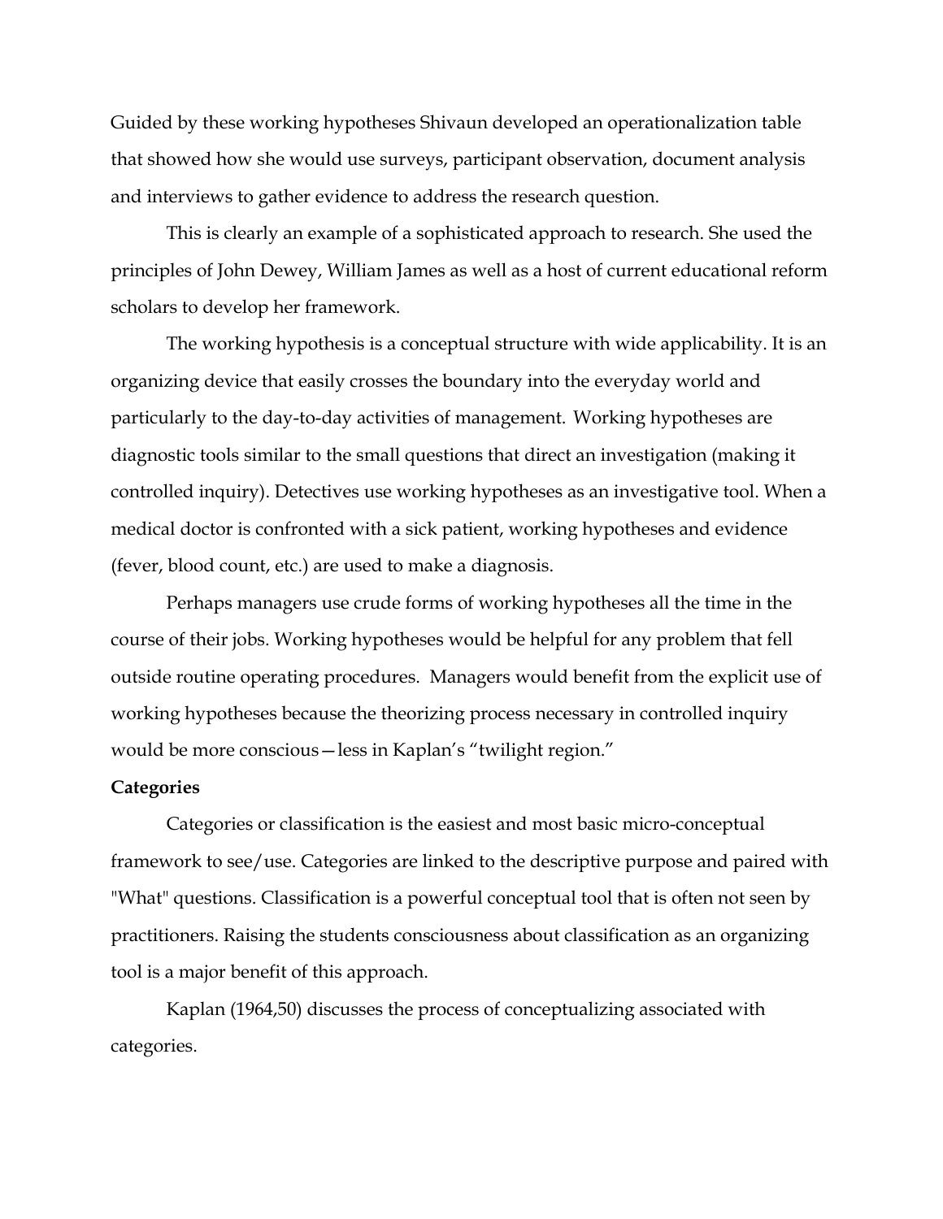Guided by these working hypotheses Shivaun developed an operationalization table that showed how she would use surveys, participant observation, document analysis and interviews to gather evidence to address the research question.

This is clearly an example of a sophisticated approach to research. She used the principles of John Dewey, William James as well as a host of current educational reform scholars to develop her framework.

The working hypothesis is a conceptual structure with wide applicability. It is an organizing device that easily crosses the boundary into the everyday world and particularly to the day-to-day activities of management. Working hypotheses are diagnostic tools similar to the small questions that direct an investigation (making it controlled inquiry). Detectives use working hypotheses as an investigative tool. When a medical doctor is confronted with a sick patient, working hypotheses and evidence (fever, blood count, etc.) are used to make a diagnosis.

Perhaps managers use crude forms of working hypotheses all the time in the course of their jobs. Working hypotheses would be helpful for any problem that fell outside routine operating procedures. Managers would benefit from the explicit use of working hypotheses because the theorizing process necessary in controlled inquiry would be more conscious—less in Kaplan's "twilight region."

**Categories**

Categories or classification is the easiest and most basic micro-conceptual framework to see/use. Categories are linked to the descriptive purpose and paired with "What" questions. Classification is a powerful conceptual tool that is often not seen by practitioners. Raising the students consciousness about classification as an organizing tool is a major benefit of this approach.

Kaplan (1964,50) discusses the process of conceptualizing associated with categories.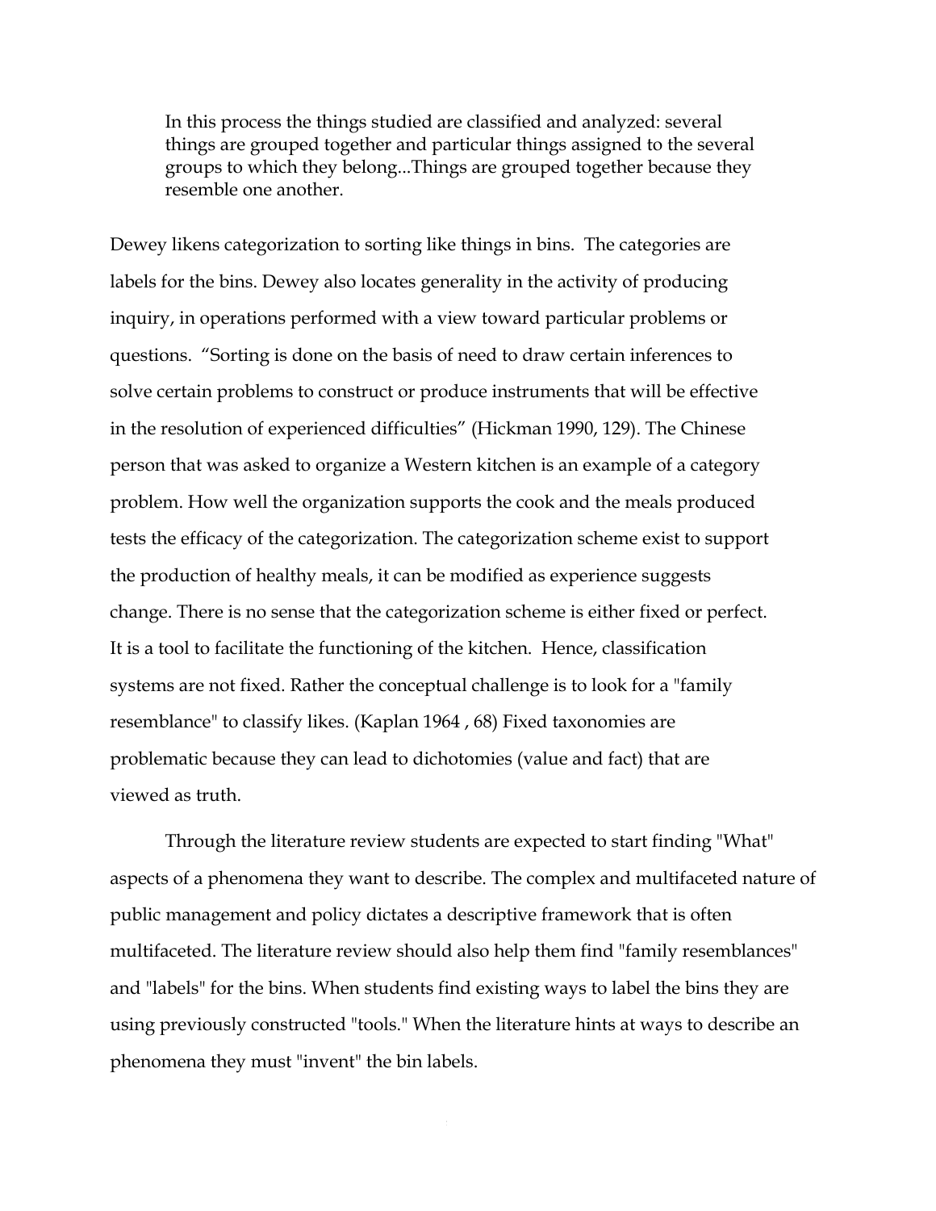> In this process the things studied are classified and analyzed: several things are grouped together and particular things assigned to the several groups to which they belong...Things are grouped together because they resemble one another.

Dewey likens categorization to sorting like things in bins. The categories are labels for the bins. Dewey also locates generality in the activity of producing inquiry, in operations performed with a view toward particular problems or questions. "Sorting is done on the basis of need to draw certain inferences to solve certain problems to construct or produce instruments that will be effective in the resolution of experienced difficulties" (Hickman 1990, 129). The Chinese person that was asked to organize a Western kitchen is an example of a category problem. How well the organization supports the cook and the meals produced tests the efficacy of the categorization. The categorization scheme exist to support the production of healthy meals, it can be modified as experience suggests change. There is no sense that the categorization scheme is either fixed or perfect. It is a tool to facilitate the functioning of the kitchen. Hence, classification systems are not fixed. Rather the conceptual challenge is to look for a "family resemblance" to classify likes. (Kaplan 1964 , 68) Fixed taxonomies are problematic because they can lead to dichotomies (value and fact) that are viewed as truth.

Through the literature review students are expected to start finding "What" aspects of a phenomena they want to describe. The complex and multifaceted nature of public management and policy dictates a descriptive framework that is often multifaceted. The literature review should also help them find "family resemblances" and "labels" for the bins. When students find existing ways to label the bins they are using previously constructed "tools." When the literature hints at ways to describe an phenomena they must "invent" the bin labels.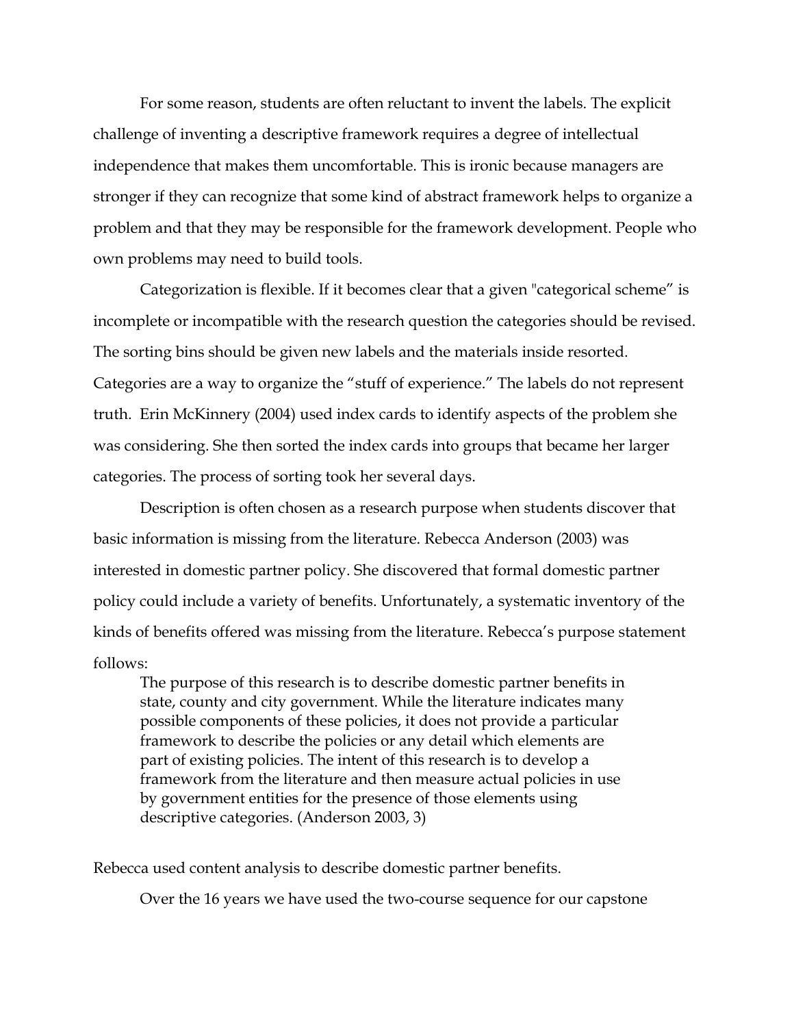For some reason, students are often reluctant to invent the labels. The explicit challenge of inventing a descriptive framework requires a degree of intellectual independence that makes them uncomfortable. This is ironic because managers are stronger if they can recognize that some kind of abstract framework helps to organize a problem and that they may be responsible for the framework development. People who own problems may need to build tools.

Categorization is flexible. If it becomes clear that a given "categorical scheme" is incomplete or incompatible with the research question the categories should be revised. The sorting bins should be given new labels and the materials inside resorted. Categories are a way to organize the "stuff of experience." The labels do not represent truth. Erin McKinnery (2004) used index cards to identify aspects of the problem she was considering. She then sorted the index cards into groups that became her larger categories. The process of sorting took her several days.

Description is often chosen as a research purpose when students discover that basic information is missing from the literature. Rebecca Anderson (2003) was interested in domestic partner policy. She discovered that formal domestic partner policy could include a variety of benefits. Unfortunately, a systematic inventory of the kinds of benefits offered was missing from the literature. Rebecca's purpose statement follows:

> The purpose of this research is to describe domestic partner benefits in state, county and city government. While the literature indicates many possible components of these policies, it does not provide a particular framework to describe the policies or any detail which elements are part of existing policies. The intent of this research is to develop a framework from the literature and then measure actual policies in use by government entities for the presence of those elements using descriptive categories. (Anderson 2003, 3)

Rebecca used content analysis to describe domestic partner benefits.

Over the 16 years we have used the two-course sequence for our capstone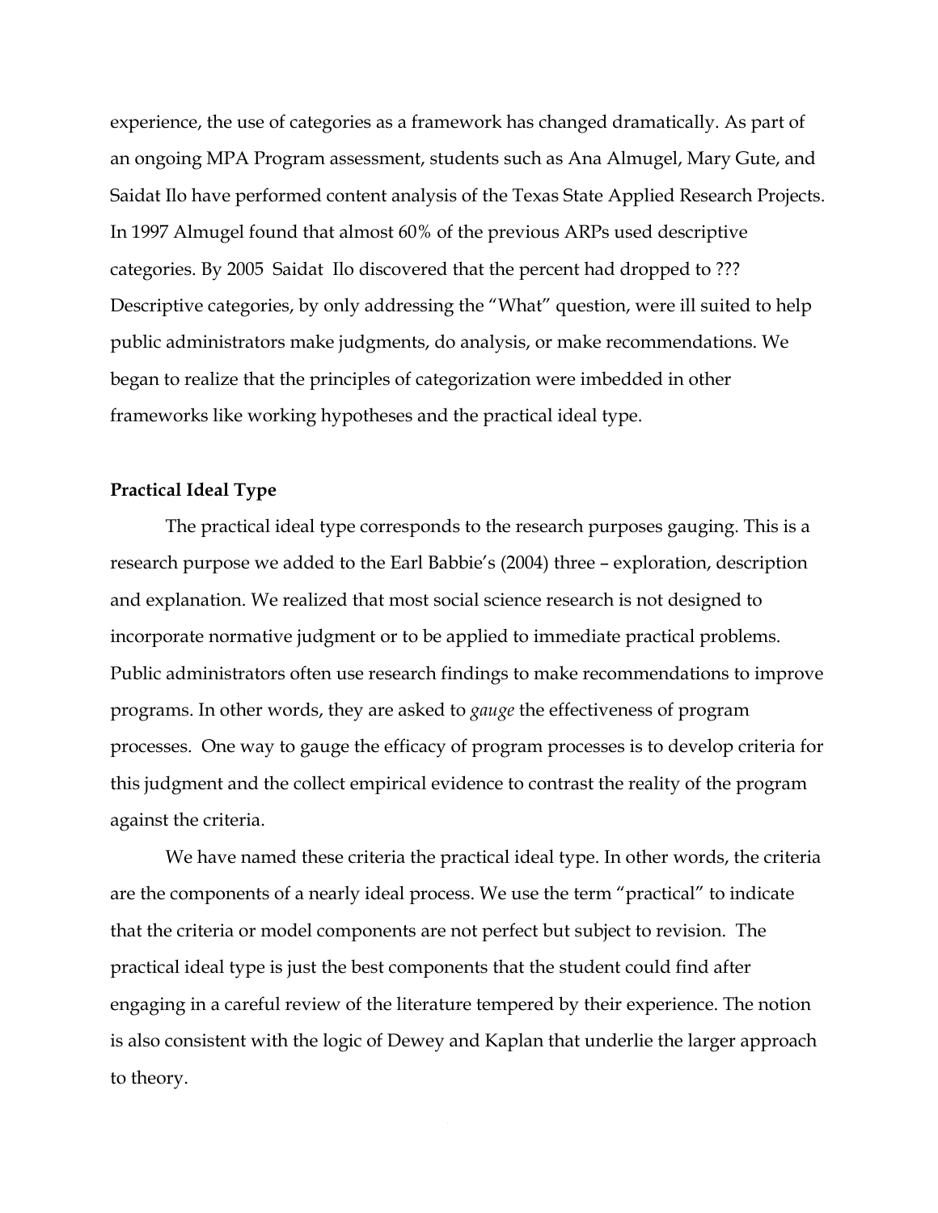experience, the use of categories as a framework has changed dramatically. As part of an ongoing MPA Program assessment, students such as Ana Almugel, Mary Gute, and Saidat Ilo have performed content analysis of the Texas State Applied Research Projects. In 1997 Almugel found that almost 60% of the previous ARPs used descriptive categories. By 2005 Saidat Ilo discovered that the percent had dropped to ??? Descriptive categories, by only addressing the "What" question, were ill suited to help public administrators make judgments, do analysis, or make recommendations. We began to realize that the principles of categorization were imbedded in other frameworks like working hypotheses and the practical ideal type.

**Practical Ideal Type**

The practical ideal type corresponds to the research purposes gauging. This is a research purpose we added to the Earl Babbie's (2004) three – exploration, description and explanation. We realized that most social science research is not designed to incorporate normative judgment or to be applied to immediate practical problems. Public administrators often use research findings to make recommendations to improve programs. In other words, they are asked to *gauge* the effectiveness of program processes. One way to gauge the efficacy of program processes is to develop criteria for this judgment and the collect empirical evidence to contrast the reality of the program against the criteria.

We have named these criteria the practical ideal type. In other words, the criteria are the components of a nearly ideal process. We use the term "practical" to indicate that the criteria or model components are not perfect but subject to revision. The practical ideal type is just the best components that the student could find after engaging in a careful review of the literature tempered by their experience. The notion is also consistent with the logic of Dewey and Kaplan that underlie the larger approach to theory.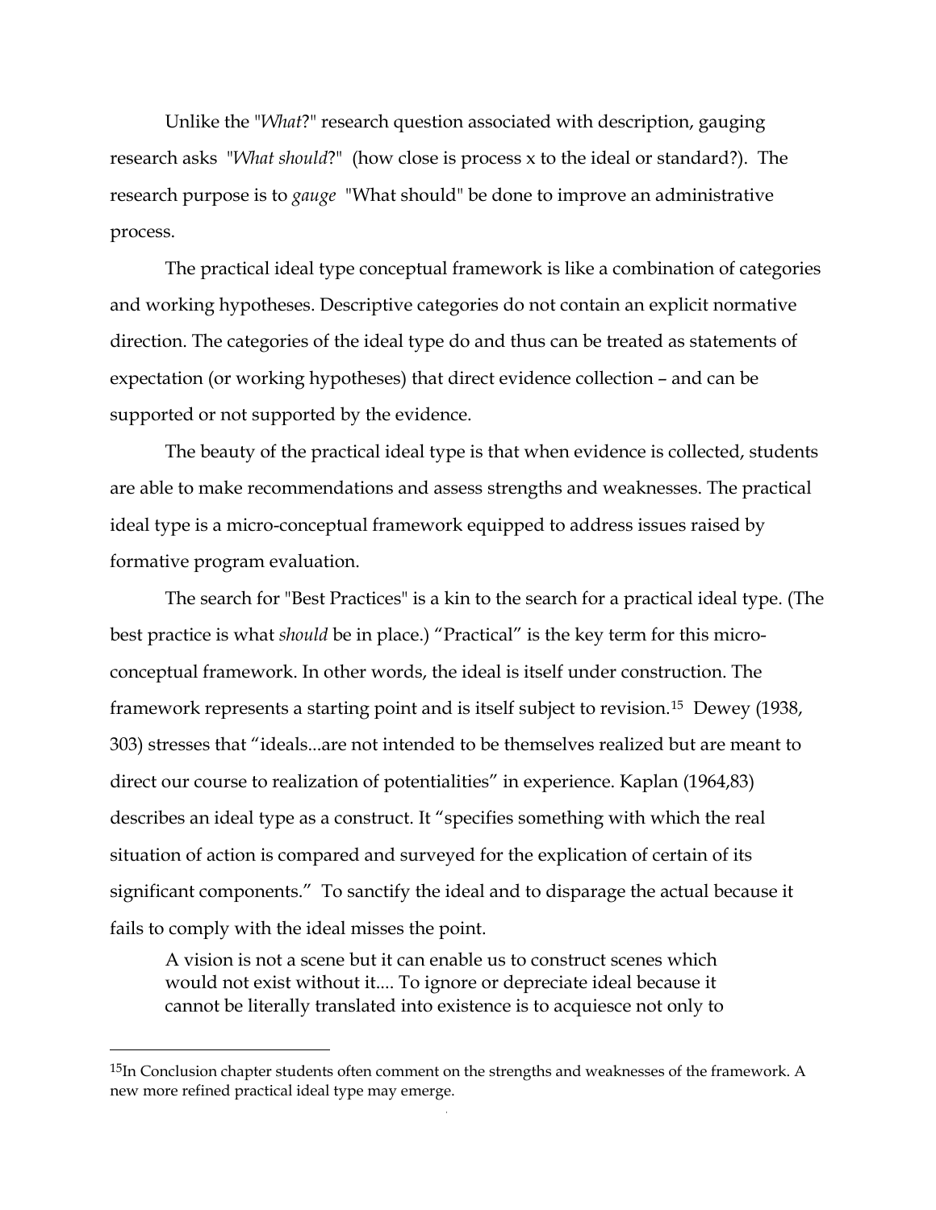Unlike the "*What*?" research question associated with description, gauging research asks "*What should*?" (how close is process x to the ideal or standard?). The research purpose is to *gauge* "What should" be done to improve an administrative process.

The practical ideal type conceptual framework is like a combination of categories and working hypotheses. Descriptive categories do not contain an explicit normative direction. The categories of the ideal type do and thus can be treated as statements of expectation (or working hypotheses) that direct evidence collection – and can be supported or not supported by the evidence.

The beauty of the practical ideal type is that when evidence is collected, students are able to make recommendations and assess strengths and weaknesses. The practical ideal type is a micro-conceptual framework equipped to address issues raised by formative program evaluation.

The search for "Best Practices" is a kin to the search for a practical ideal type. (The best practice is what *should* be in place.) "Practical" is the key term for this micro-conceptual framework. In other words, the ideal is itself under construction. The framework represents a starting point and is itself subject to revision.[15] Dewey (1938, 303) stresses that "ideals...are not intended to be themselves realized but are meant to direct our course to realization of potentialities" in experience. Kaplan (1964,83) describes an ideal type as a construct. It "specifies something with which the real situation of action is compared and surveyed for the explication of certain of its significant components." To sanctify the ideal and to disparage the actual because it fails to comply with the ideal misses the point.

> A vision is not a scene but it can enable us to construct scenes which would not exist without it.... To ignore or depreciate ideal because it cannot be literally translated into existence is to acquiesce not only to

[15]In Conclusion chapter students often comment on the strengths and weaknesses of the framework. A new more refined practical ideal type may emerge.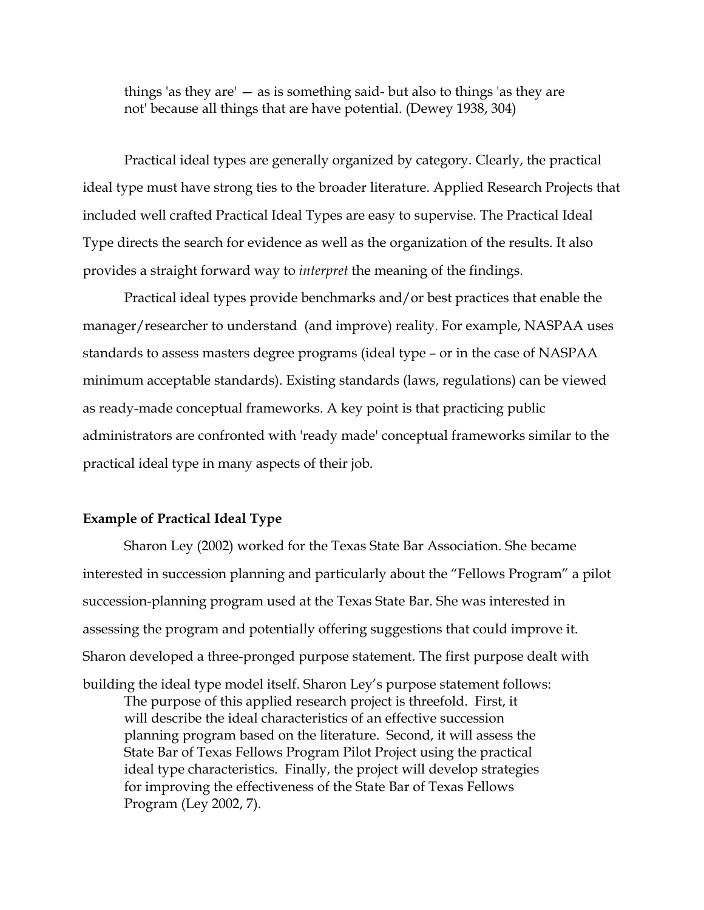> things 'as they are' — as is something said- but also to things 'as they are not' because all things that are have potential. (Dewey 1938, 304)

Practical ideal types are generally organized by category. Clearly, the practical ideal type must have strong ties to the broader literature. Applied Research Projects that included well crafted Practical Ideal Types are easy to supervise. The Practical Ideal Type directs the search for evidence as well as the organization of the results. It also provides a straight forward way to *interpret* the meaning of the findings.

Practical ideal types provide benchmarks and/or best practices that enable the manager/researcher to understand (and improve) reality. For example, NASPAA uses standards to assess masters degree programs (ideal type – or in the case of NASPAA minimum acceptable standards). Existing standards (laws, regulations) can be viewed as ready-made conceptual frameworks. A key point is that practicing public administrators are confronted with 'ready made' conceptual frameworks similar to the practical ideal type in many aspects of their job.

**Example of Practical Ideal Type**

Sharon Ley (2002) worked for the Texas State Bar Association. She became interested in succession planning and particularly about the "Fellows Program" a pilot succession-planning program used at the Texas State Bar. She was interested in assessing the program and potentially offering suggestions that could improve it. Sharon developed a three-pronged purpose statement. The first purpose dealt with building the ideal type model itself. Sharon Ley's purpose statement follows:

> The purpose of this applied research project is threefold. First, it will describe the ideal characteristics of an effective succession planning program based on the literature. Second, it will assess the State Bar of Texas Fellows Program Pilot Project using the practical ideal type characteristics. Finally, the project will develop strategies for improving the effectiveness of the State Bar of Texas Fellows Program (Ley 2002, 7).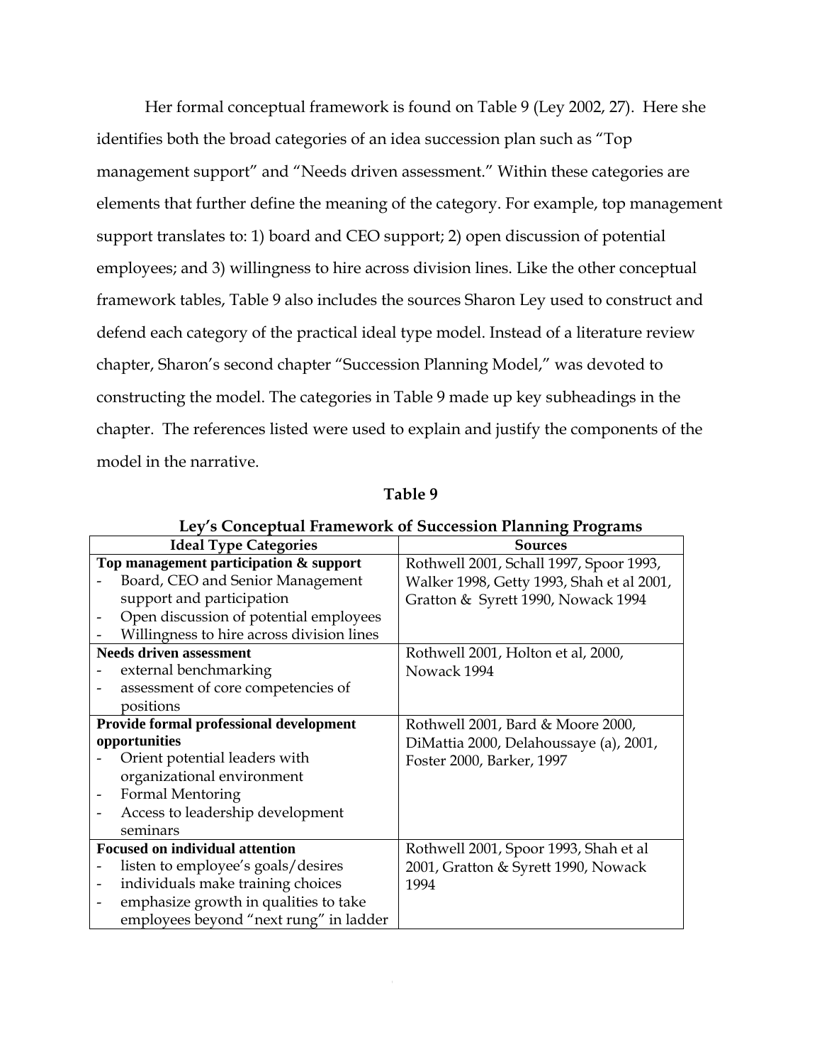Her formal conceptual framework is found on Table 9 (Ley 2002, 27). Here she identifies both the broad categories of an idea succession plan such as "Top management support" and "Needs driven assessment." Within these categories are elements that further define the meaning of the category. For example, top management support translates to: 1) board and CEO support; 2) open discussion of potential employees; and 3) willingness to hire across division lines. Like the other conceptual framework tables, Table 9 also includes the sources Sharon Ley used to construct and defend each category of the practical ideal type model. Instead of a literature review chapter, Sharon's second chapter "Succession Planning Model," was devoted to constructing the model. The categories in Table 9 made up key subheadings in the chapter. The references listed were used to explain and justify the components of the model in the narrative.

**Table 9**

**Ley's Conceptual Framework of Succession Planning Programs**

| Ideal Type Categories | Sources |
|---|---|
| **Top management participation & support**<br>- Board, CEO and Senior Management support and participation<br>- Open discussion of potential employees<br>- Willingness to hire across division lines | Rothwell 2001, Schall 1997, Spoor 1993, Walker 1998, Getty 1993, Shah et al 2001, Gratton & Syrett 1990, Nowack 1994 |
| **Needs driven assessment**<br>- external benchmarking<br>- assessment of core competencies of positions | Rothwell 2001, Holton et al, 2000, Nowack 1994 |
| **Provide formal professional development opportunities**<br>- Orient potential leaders with organizational environment<br>- Formal Mentoring<br>- Access to leadership development seminars | Rothwell 2001, Bard & Moore 2000, DiMattia 2000, Delahoussaye (a), 2001, Foster 2000, Barker, 1997 |
| **Focused on individual attention**<br>- listen to employee's goals/desires<br>- individuals make training choices<br>- emphasize growth in qualities to take employees beyond "next rung" in ladder | Rothwell 2001, Spoor 1993, Shah et al 2001, Gratton & Syrett 1990, Nowack 1994 |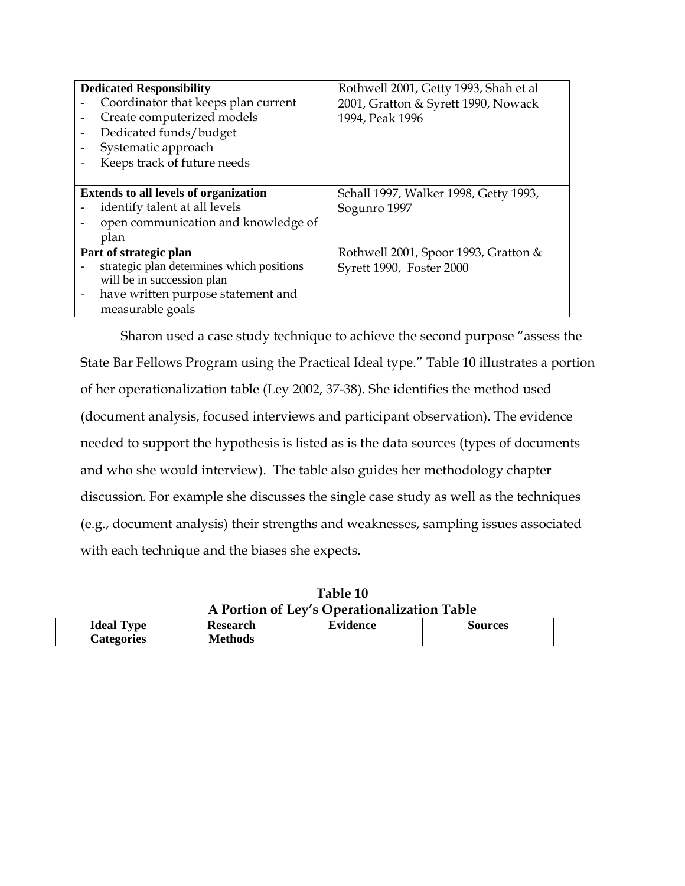| | |
|---|---|
| **Dedicated Responsibility**<br>- Coordinator that keeps plan current<br>- Create computerized models<br>- Dedicated funds/budget<br>- Systematic approach<br>- Keeps track of future needs | Rothwell 2001, Getty 1993, Shah et al 2001, Gratton & Syrett 1990, Nowack 1994, Peak 1996 |
| **Extends to all levels of organization**<br>- identify talent at all levels<br>- open communication and knowledge of plan | Schall 1997, Walker 1998, Getty 1993, Sogunro 1997 |
| **Part of strategic plan**<br>- strategic plan determines which positions will be in succession plan<br>- have written purpose statement and measurable goals | Rothwell 2001, Spoor 1993, Gratton & Syrett 1990, Foster 2000 |

Sharon used a case study technique to achieve the second purpose "assess the State Bar Fellows Program using the Practical Ideal type." Table 10 illustrates a portion of her operationalization table (Ley 2002, 37-38). She identifies the method used (document analysis, focused interviews and participant observation). The evidence needed to support the hypothesis is listed as is the data sources (types of documents and who she would interview). The table also guides her methodology chapter discussion. For example she discusses the single case study as well as the techniques (e.g., document analysis) their strengths and weaknesses, sampling issues associated with each technique and the biases she expects.

**Table 10**
**A Portion of Ley's Operationalization Table**

| Ideal Type Categories | Research Methods | Evidence | Sources |
|---|---|---|---|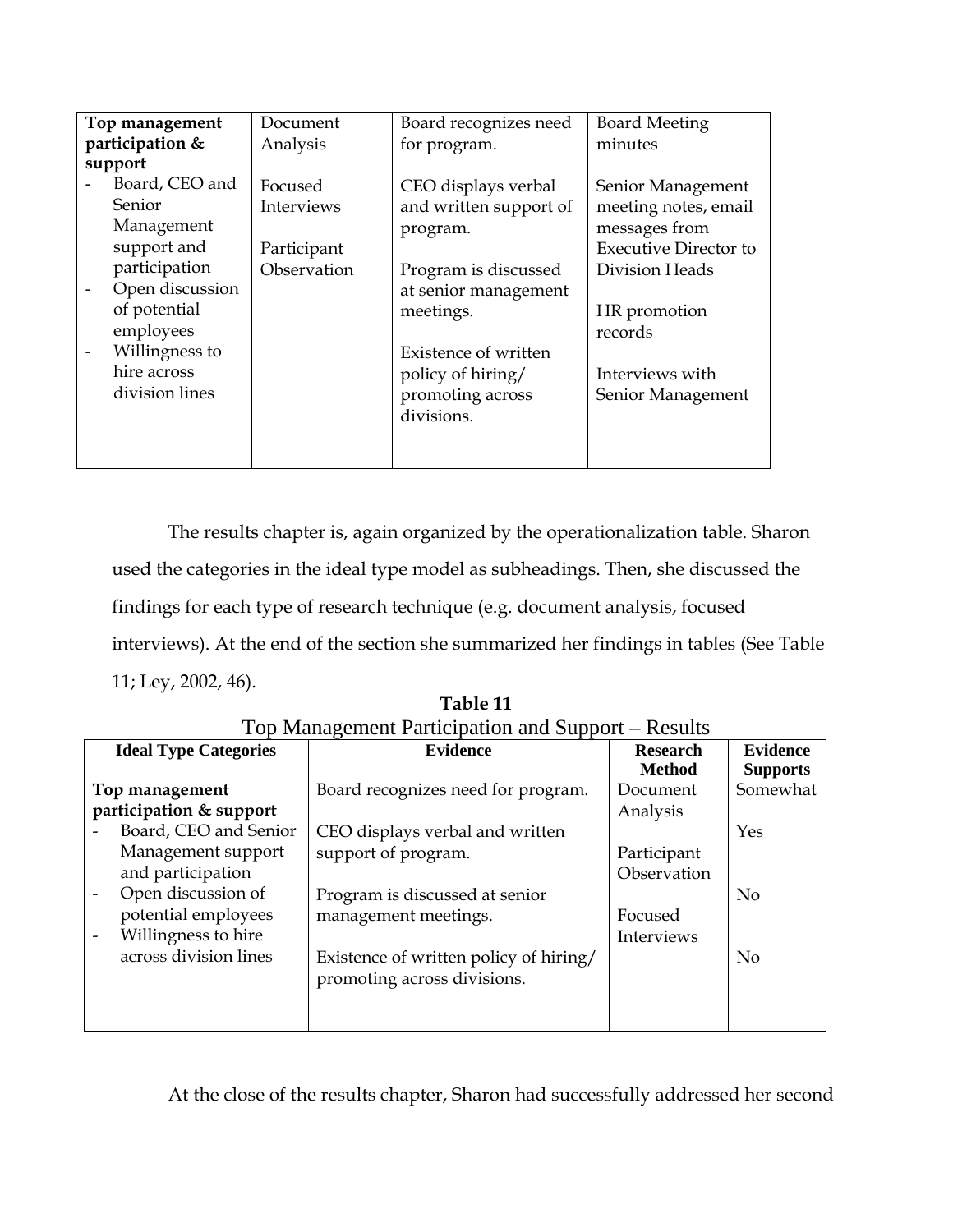| Top management participation & support | Document Analysis | Board recognizes need for program. | Board Meeting minutes |
|---|---|---|---|
| - Board, CEO and Senior Management support and participation<br>- Open discussion of potential employees<br>- Willingness to hire across division lines | Focused Interviews<br><br>Participant Observation | CEO displays verbal and written support of program.<br><br>Program is discussed at senior management meetings.<br><br>Existence of written policy of hiring/ promoting across divisions. | Senior Management meeting notes, email messages from Executive Director to Division Heads<br><br>HR promotion records<br><br>Interviews with Senior Management |

The results chapter is, again organized by the operationalization table. Sharon used the categories in the ideal type model as subheadings. Then, she discussed the findings for each type of research technique (e.g. document analysis, focused interviews). At the end of the section she summarized her findings in tables (See Table 11; Ley, 2002, 46).

**Table 11**
Top Management Participation and Support – Results

| Ideal Type Categories | Evidence | Research Method | Evidence Supports |
|---|---|---|---|
| **Top management participation & support** | Board recognizes need for program. | Document Analysis | Somewhat |
| - Board, CEO and Senior Management support and participation | CEO displays verbal and written support of program. | Participant Observation | Yes |
| - Open discussion of potential employees | Program is discussed at senior management meetings. | Focused Interviews | No |
| - Willingness to hire across division lines | Existence of written policy of hiring/ promoting across divisions. | | No |

At the close of the results chapter, Sharon had successfully addressed her second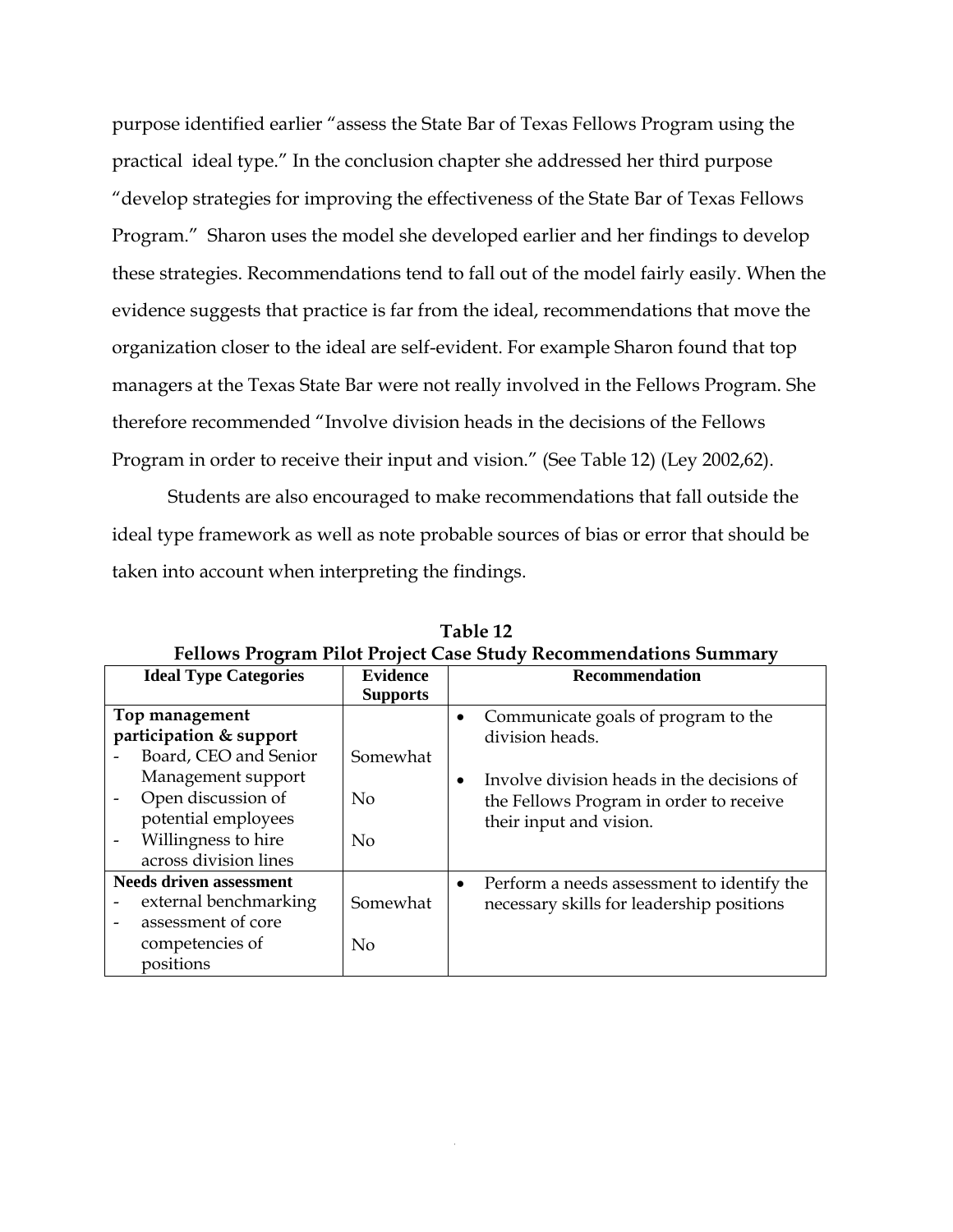purpose identified earlier "assess the State Bar of Texas Fellows Program using the practical ideal type." In the conclusion chapter she addressed her third purpose "develop strategies for improving the effectiveness of the State Bar of Texas Fellows Program." Sharon uses the model she developed earlier and her findings to develop these strategies. Recommendations tend to fall out of the model fairly easily. When the evidence suggests that practice is far from the ideal, recommendations that move the organization closer to the ideal are self-evident. For example Sharon found that top managers at the Texas State Bar were not really involved in the Fellows Program. She therefore recommended "Involve division heads in the decisions of the Fellows Program in order to receive their input and vision." (See Table 12) (Ley 2002,62).

Students are also encouraged to make recommendations that fall outside the ideal type framework as well as note probable sources of bias or error that should be taken into account when interpreting the findings.

**Table 12**
**Fellows Program Pilot Project Case Study Recommendations Summary**

| Ideal Type Categories | Evidence Supports | Recommendation |
|---|---|---|
| **Top management participation & support** | | • Communicate goals of program to the division heads.<br>• Involve division heads in the decisions of the Fellows Program in order to receive their input and vision. |
| - Board, CEO and Senior Management support | Somewhat | |
| - Open discussion of potential employees | No | |
| - Willingness to hire across division lines | No | |
| **Needs driven assessment** | | • Perform a needs assessment to identify the necessary skills for leadership positions |
| - external benchmarking | Somewhat | |
| - assessment of core competencies of positions | No | |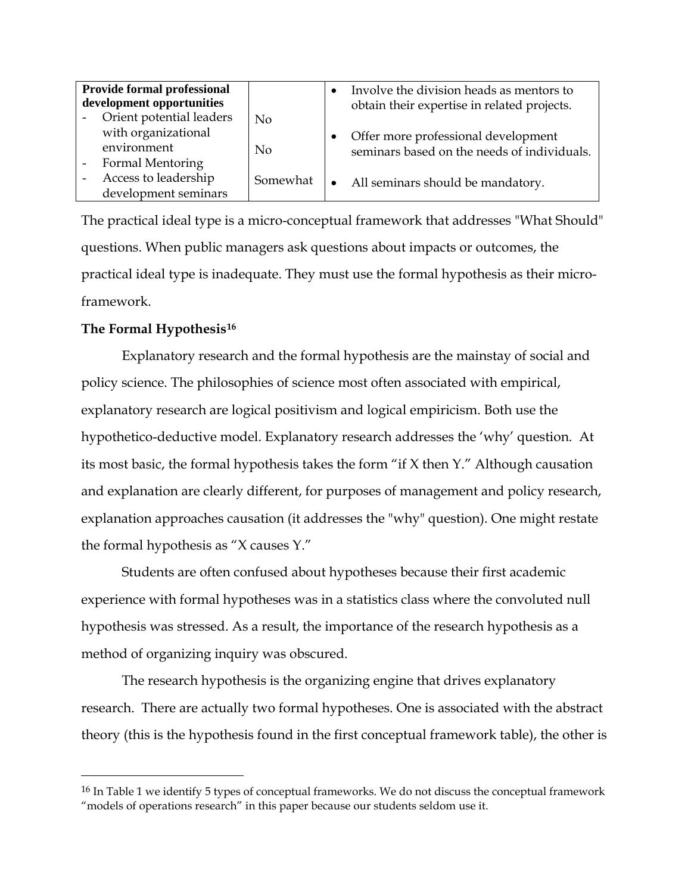| Provide formal professional development opportunities | | |
|---|---|---|
| - Orient potential leaders with organizational environment | No | • Involve the division heads as mentors to obtain their expertise in related projects. |
| - Formal Mentoring | No | • Offer more professional development seminars based on the needs of individuals. |
| - Access to leadership development seminars | Somewhat | • All seminars should be mandatory. |

The practical ideal type is a micro-conceptual framework that addresses "What Should" questions. When public managers ask questions about impacts or outcomes, the practical ideal type is inadequate. They must use the formal hypothesis as their micro-framework.

**The Formal Hypothesis[16]**

Explanatory research and the formal hypothesis are the mainstay of social and policy science. The philosophies of science most often associated with empirical, explanatory research are logical positivism and logical empiricism. Both use the hypothetico-deductive model. Explanatory research addresses the 'why' question. At its most basic, the formal hypothesis takes the form "if X then Y." Although causation and explanation are clearly different, for purposes of management and policy research, explanation approaches causation (it addresses the "why" question). One might restate the formal hypothesis as "X causes Y."

Students are often confused about hypotheses because their first academic experience with formal hypotheses was in a statistics class where the convoluted null hypothesis was stressed. As a result, the importance of the research hypothesis as a method of organizing inquiry was obscured.

The research hypothesis is the organizing engine that drives explanatory research. There are actually two formal hypotheses. One is associated with the abstract theory (this is the hypothesis found in the first conceptual framework table), the other is

[16] In Table 1 we identify 5 types of conceptual frameworks. We do not discuss the conceptual framework "models of operations research" in this paper because our students seldom use it.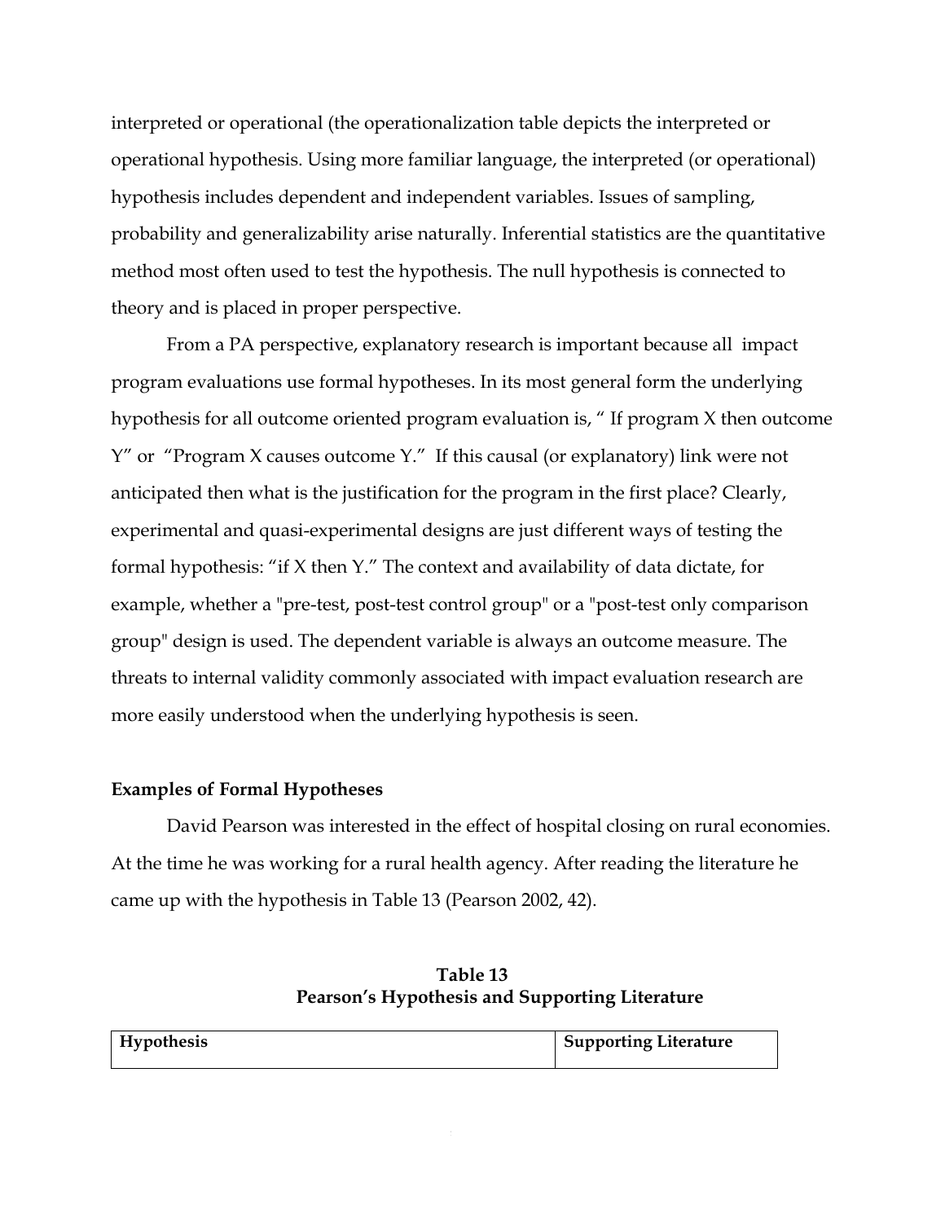interpreted or operational (the operationalization table depicts the interpreted or operational hypothesis. Using more familiar language, the interpreted (or operational) hypothesis includes dependent and independent variables. Issues of sampling, probability and generalizability arise naturally. Inferential statistics are the quantitative method most often used to test the hypothesis. The null hypothesis is connected to theory and is placed in proper perspective.

From a PA perspective, explanatory research is important because all impact program evaluations use formal hypotheses. In its most general form the underlying hypothesis for all outcome oriented program evaluation is, " If program X then outcome Y" or "Program X causes outcome Y." If this causal (or explanatory) link were not anticipated then what is the justification for the program in the first place? Clearly, experimental and quasi-experimental designs are just different ways of testing the formal hypothesis: "if X then Y." The context and availability of data dictate, for example, whether a "pre-test, post-test control group" or a "post-test only comparison group" design is used. The dependent variable is always an outcome measure. The threats to internal validity commonly associated with impact evaluation research are more easily understood when the underlying hypothesis is seen.

### Examples of Formal Hypotheses

David Pearson was interested in the effect of hospital closing on rural economies. At the time he was working for a rural health agency. After reading the literature he came up with the hypothesis in Table 13 (Pearson 2002, 42).

**Table 13**
**Pearson's Hypothesis and Supporting Literature**

| Hypothesis | Supporting Literature |
| --- | --- |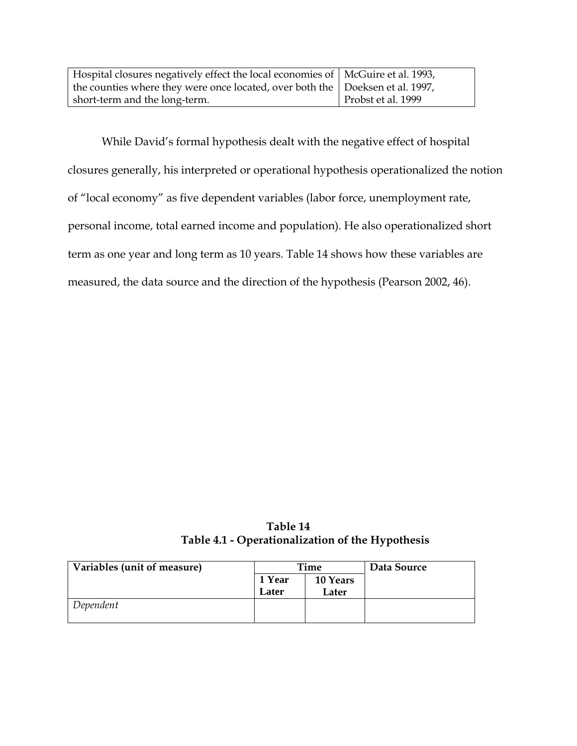| Hospital closures negatively effect the local economies of the counties where they were once located, over both the short-term and the long-term. | McGuire et al. 1993, Doeksen et al. 1997, Probst et al. 1999 |
|---|---|

While David's formal hypothesis dealt with the negative effect of hospital closures generally, his interpreted or operational hypothesis operationalized the notion of "local economy" as five dependent variables (labor force, unemployment rate, personal income, total earned income and population). He also operationalized short term as one year and long term as 10 years. Table 14 shows how these variables are measured, the data source and the direction of the hypothesis (Pearson 2002, 46).

**Table 14**
**Table 4.1 - Operationalization of the Hypothesis**

| Variables (unit of measure) | Time | | Data Source |
|---|---|---|---|
| | 1 Year Later | 10 Years Later | |
| *Dependent* | | | |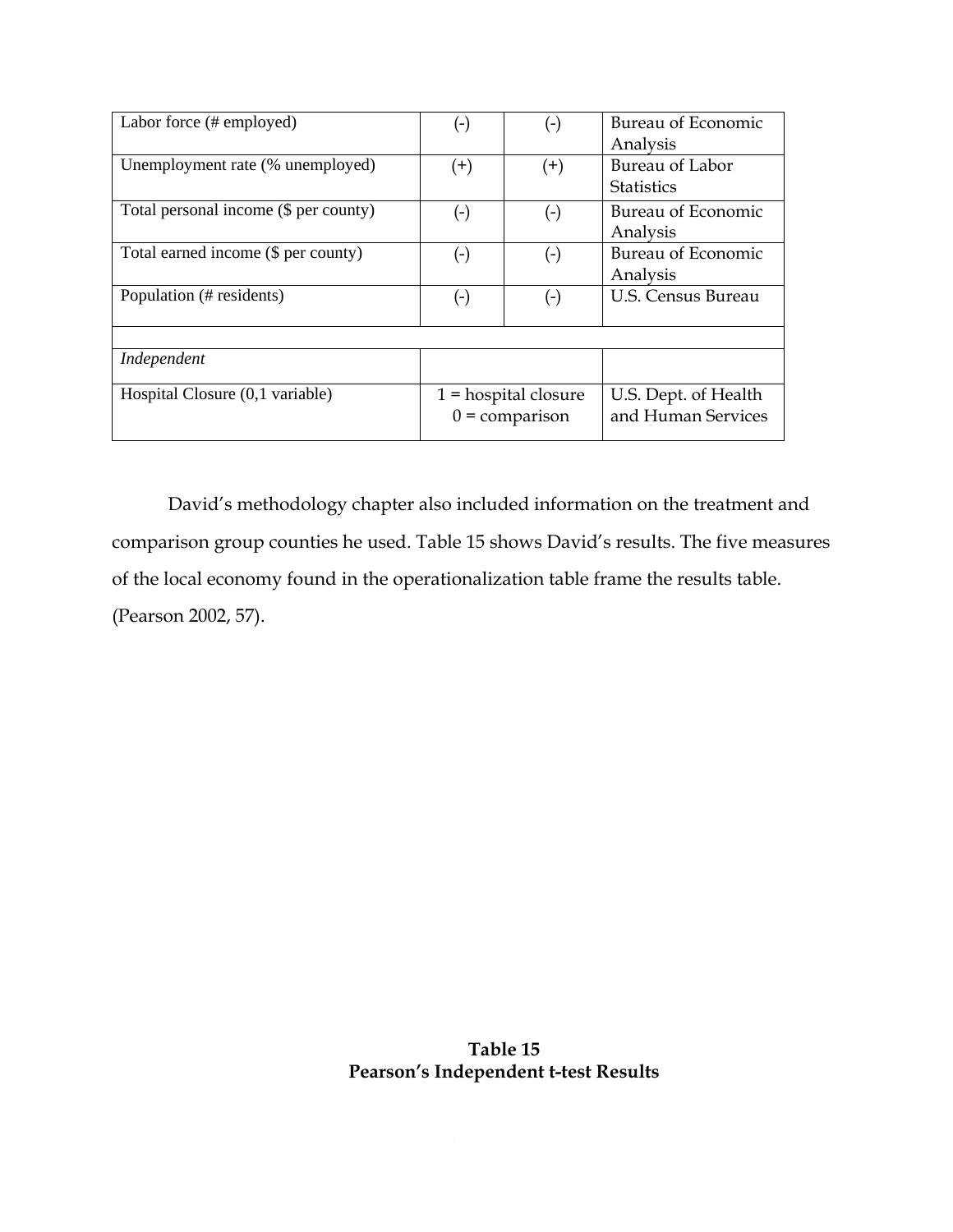| | | | |
|---|---|---|---|
| Labor force (# employed) | (-) | (-) | Bureau of Economic Analysis |
| Unemployment rate (% unemployed) | (+) | (+) | Bureau of Labor Statistics |
| Total personal income ($ per county) | (-) | (-) | Bureau of Economic Analysis |
| Total earned income ($ per county) | (-) | (-) | Bureau of Economic Analysis |
| Population (# residents) | (-) | (-) | U.S. Census Bureau |
| | | | |
| *Independent* | | | |
| Hospital Closure (0,1 variable) | 1 = hospital closure<br>0 = comparison | | U.S. Dept. of Health and Human Services |

David's methodology chapter also included information on the treatment and comparison group counties he used. Table 15 shows David's results. The five measures of the local economy found in the operationalization table frame the results table. (Pearson 2002, 57).

**Table 15**
**Pearson's Independent t-test Results**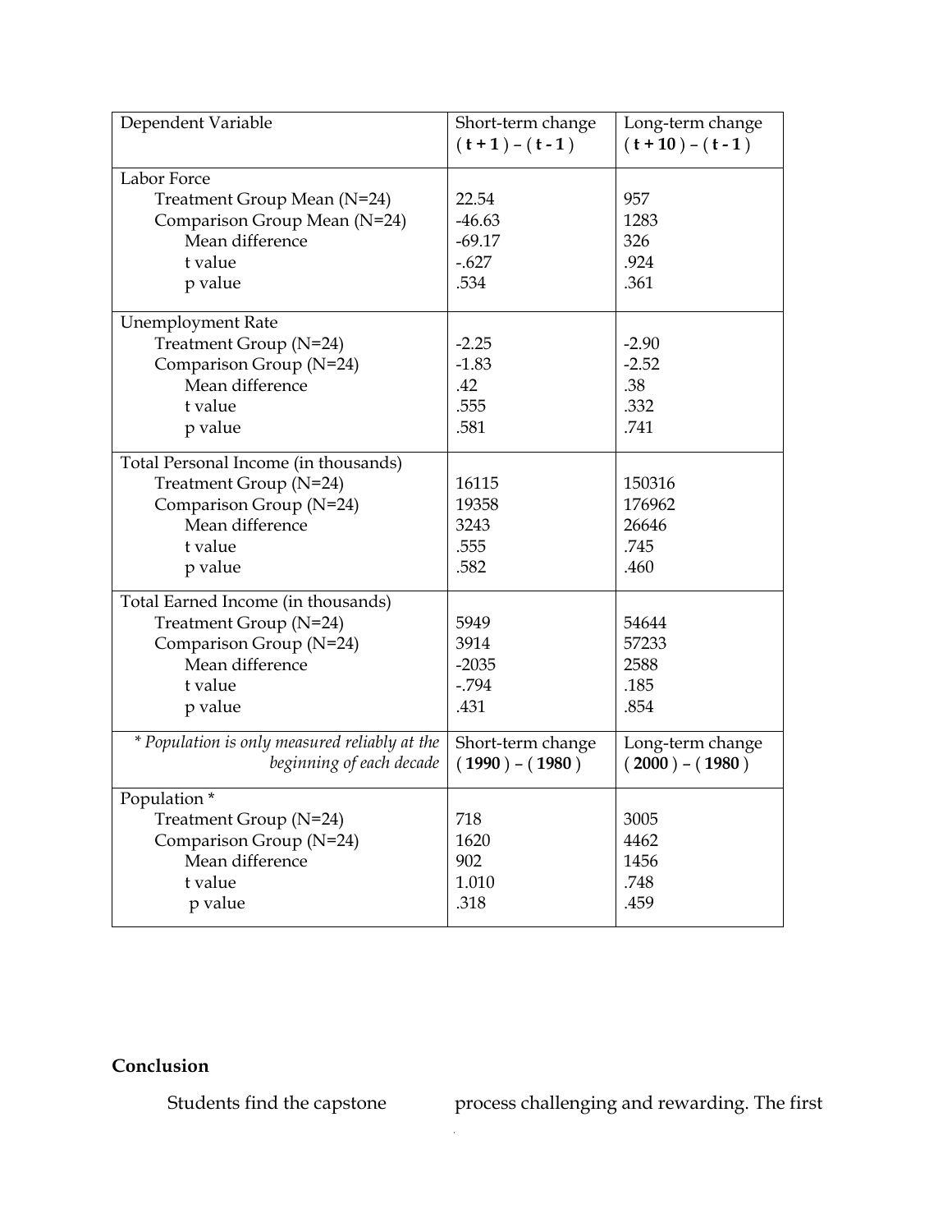| Dependent Variable | Short-term change ( **t + 1** ) – ( **t - 1** ) | Long-term change ( **t + 10** ) – ( **t - 1** ) |
|---|---|---|
| Labor Force | | |
| Treatment Group Mean (N=24) | 22.54 | 957 |
| Comparison Group Mean (N=24) | -46.63 | 1283 |
| Mean difference | -69.17 | 326 |
| t value | -.627 | .924 |
| p value | .534 | .361 |
| Unemployment Rate | | |
| Treatment Group (N=24) | -2.25 | -2.90 |
| Comparison Group (N=24) | -1.83 | -2.52 |
| Mean difference | .42 | .38 |
| t value | .555 | .332 |
| p value | .581 | .741 |
| Total Personal Income (in thousands) | | |
| Treatment Group (N=24) | 16115 | 150316 |
| Comparison Group (N=24) | 19358 | 176962 |
| Mean difference | 3243 | 26646 |
| t value | .555 | .745 |
| p value | .582 | .460 |
| Total Earned Income (in thousands) | | |
| Treatment Group (N=24) | 5949 | 54644 |
| Comparison Group (N=24) | 3914 | 57233 |
| Mean difference | -2035 | 2588 |
| t value | -.794 | .185 |
| p value | .431 | .854 |
| *\* Population is only measured reliably at the beginning of each decade* | Short-term change ( **1990** ) – ( **1980** ) | Long-term change ( **2000** ) – ( **1980** ) |
| Population * | | |
| Treatment Group (N=24) | 718 | 3005 |
| Comparison Group (N=24) | 1620 | 4462 |
| Mean difference | 902 | 1456 |
| t value | 1.010 | .748 |
| p value | .318 | .459 |

**Conclusion**

Students find the capstone process challenging and rewarding. The first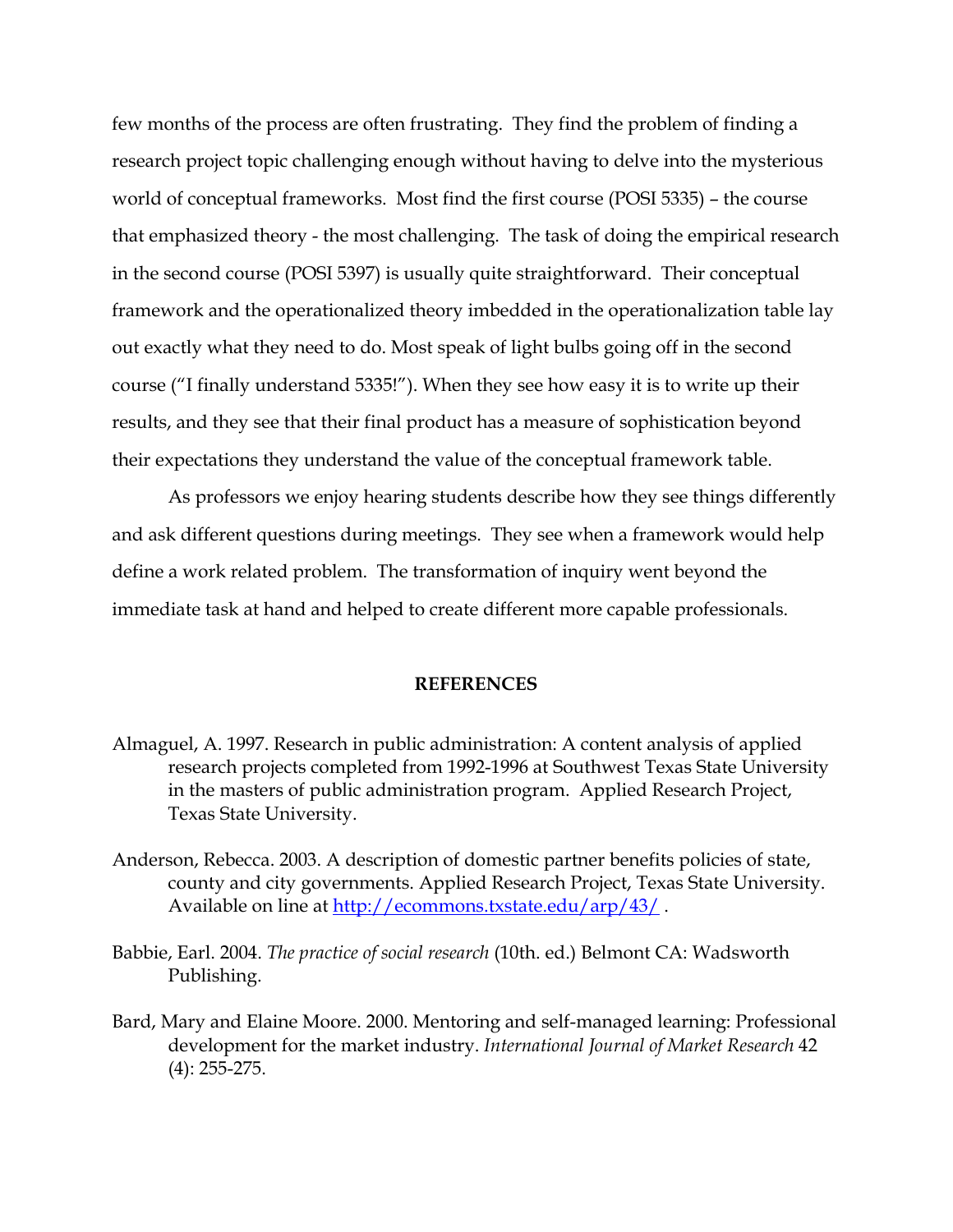few months of the process are often frustrating. They find the problem of finding a research project topic challenging enough without having to delve into the mysterious world of conceptual frameworks. Most find the first course (POSI 5335) – the course that emphasized theory - the most challenging. The task of doing the empirical research in the second course (POSI 5397) is usually quite straightforward. Their conceptual framework and the operationalized theory imbedded in the operationalization table lay out exactly what they need to do. Most speak of light bulbs going off in the second course ("I finally understand 5335!"). When they see how easy it is to write up their results, and they see that their final product has a measure of sophistication beyond their expectations they understand the value of the conceptual framework table.

As professors we enjoy hearing students describe how they see things differently and ask different questions during meetings. They see when a framework would help define a work related problem. The transformation of inquiry went beyond the immediate task at hand and helped to create different more capable professionals.

## REFERENCES

Almaguel, A. 1997. Research in public administration: A content analysis of applied research projects completed from 1992-1996 at Southwest Texas State University in the masters of public administration program. Applied Research Project, Texas State University.

Anderson, Rebecca. 2003. A description of domestic partner benefits policies of state, county and city governments. Applied Research Project, Texas State University. Available on line at http://ecommons.txstate.edu/arp/43/ .

Babbie, Earl. 2004. *The practice of social research* (10th. ed.) Belmont CA: Wadsworth Publishing.

Bard, Mary and Elaine Moore. 2000. Mentoring and self-managed learning: Professional development for the market industry. *International Journal of Market Research* 42 (4): 255-275.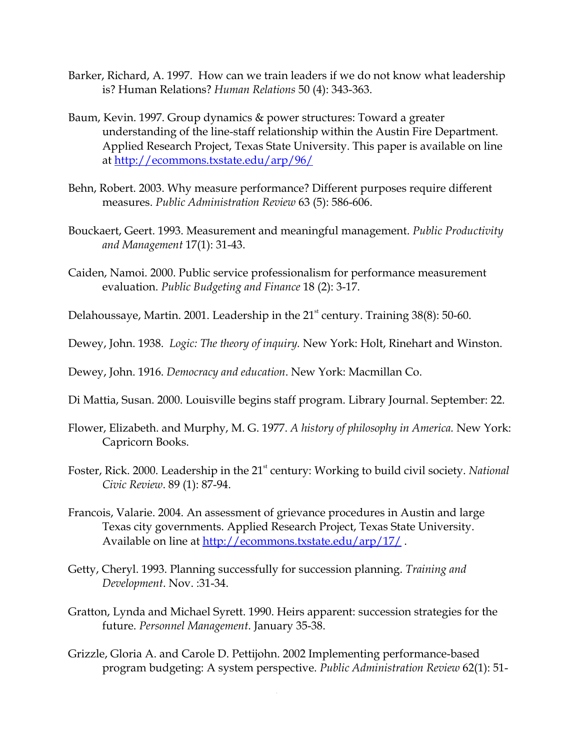Barker, Richard, A. 1997. How can we train leaders if we do not know what leadership is? Human Relations? *Human Relations* 50 (4): 343-363.

Baum, Kevin. 1997. Group dynamics & power structures: Toward a greater understanding of the line-staff relationship within the Austin Fire Department. Applied Research Project, Texas State University. This paper is available on line at http://ecommons.txstate.edu/arp/96/

Behn, Robert. 2003. Why measure performance? Different purposes require different measures. *Public Administration Review* 63 (5): 586-606.

Bouckaert, Geert. 1993. Measurement and meaningful management. *Public Productivity and Management* 17(1): 31-43.

Caiden, Namoi. 2000. Public service professionalism for performance measurement evaluation. *Public Budgeting and Finance* 18 (2): 3-17.

Delahoussaye, Martin. 2001. Leadership in the 21st century. Training 38(8): 50-60.

Dewey, John. 1938. *Logic: The theory of inquiry.* New York: Holt, Rinehart and Winston.

Dewey, John. 1916. *Democracy and education*. New York: Macmillan Co.

Di Mattia, Susan. 2000. Louisville begins staff program. Library Journal. September: 22.

Flower, Elizabeth. and Murphy, M. G. 1977. *A history of philosophy in America.* New York: Capricorn Books.

Foster, Rick. 2000. Leadership in the 21st century: Working to build civil society. *National Civic Review*. 89 (1): 87-94.

Francois, Valarie. 2004. An assessment of grievance procedures in Austin and large Texas city governments. Applied Research Project, Texas State University. Available on line at http://ecommons.txstate.edu/arp/17/ .

Getty, Cheryl. 1993. Planning successfully for succession planning. *Training and Development*. Nov. :31-34.

Gratton, Lynda and Michael Syrett. 1990. Heirs apparent: succession strategies for the future. *Personnel Management*. January 35-38.

Grizzle, Gloria A. and Carole D. Pettijohn. 2002 Implementing performance-based program budgeting: A system perspective. *Public Administration Review* 62(1): 51-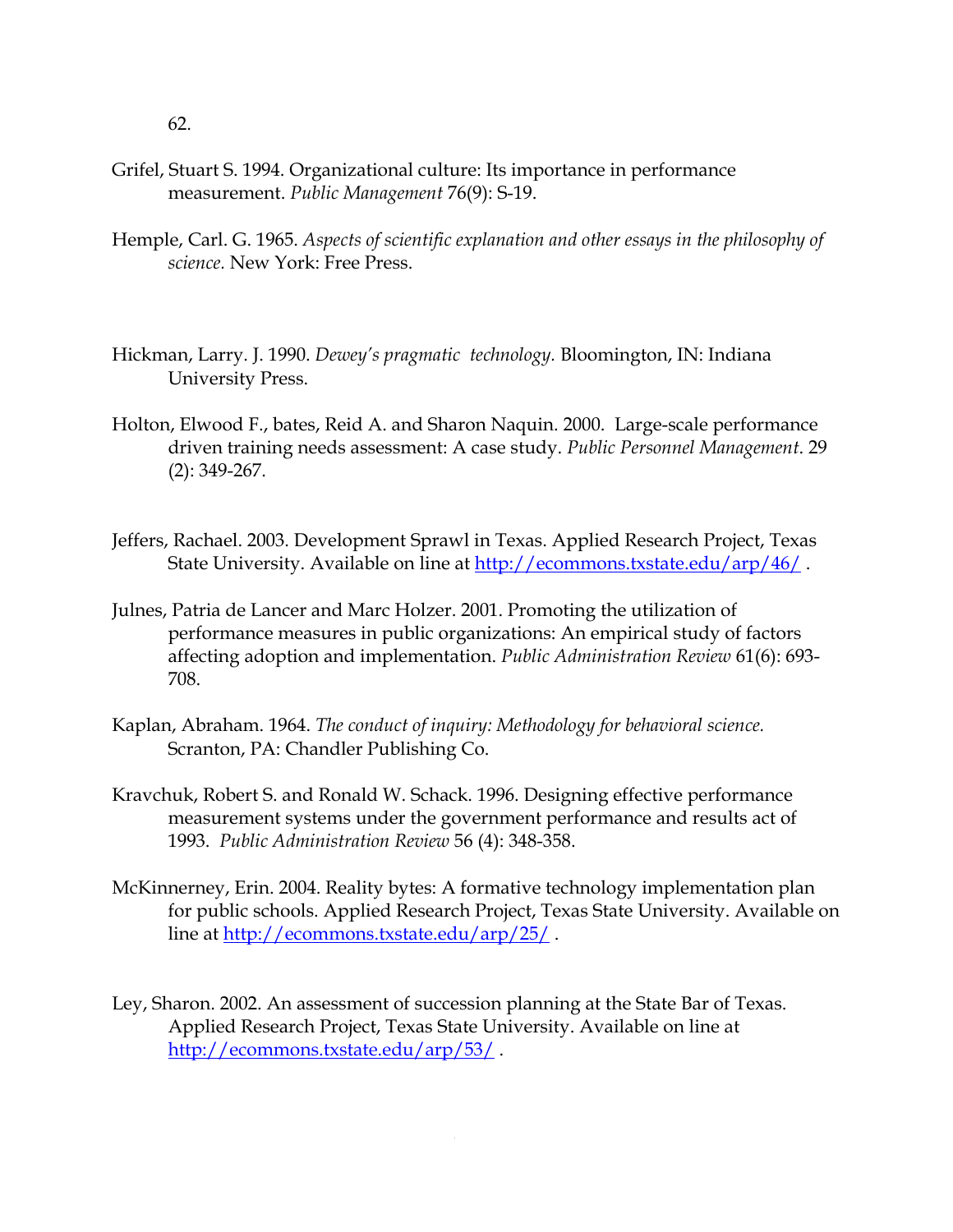62.

Grifel, Stuart S. 1994. Organizational culture: Its importance in performance measurement. *Public Management* 76(9): S-19.

Hemple, Carl. G. 1965. *Aspects of scientific explanation and other essays in the philosophy of science.* New York: Free Press.

Hickman, Larry. J. 1990. *Dewey's pragmatic technology.* Bloomington, IN: Indiana University Press.

Holton, Elwood F., bates, Reid A. and Sharon Naquin. 2000. Large-scale performance driven training needs assessment: A case study. *Public Personnel Management.* 29 (2): 349-267.

Jeffers, Rachael. 2003. Development Sprawl in Texas. Applied Research Project, Texas State University. Available on line at http://ecommons.txstate.edu/arp/46/ .

Julnes, Patria de Lancer and Marc Holzer. 2001. Promoting the utilization of performance measures in public organizations: An empirical study of factors affecting adoption and implementation. *Public Administration Review* 61(6): 693-708.

Kaplan, Abraham. 1964. *The conduct of inquiry: Methodology for behavioral science.* Scranton, PA: Chandler Publishing Co.

Kravchuk, Robert S. and Ronald W. Schack. 1996. Designing effective performance measurement systems under the government performance and results act of 1993. *Public Administration Review* 56 (4): 348-358.

McKinnerney, Erin. 2004. Reality bytes: A formative technology implementation plan for public schools. Applied Research Project, Texas State University. Available on line at http://ecommons.txstate.edu/arp/25/ .

Ley, Sharon. 2002. An assessment of succession planning at the State Bar of Texas. Applied Research Project, Texas State University. Available on line at http://ecommons.txstate.edu/arp/53/ .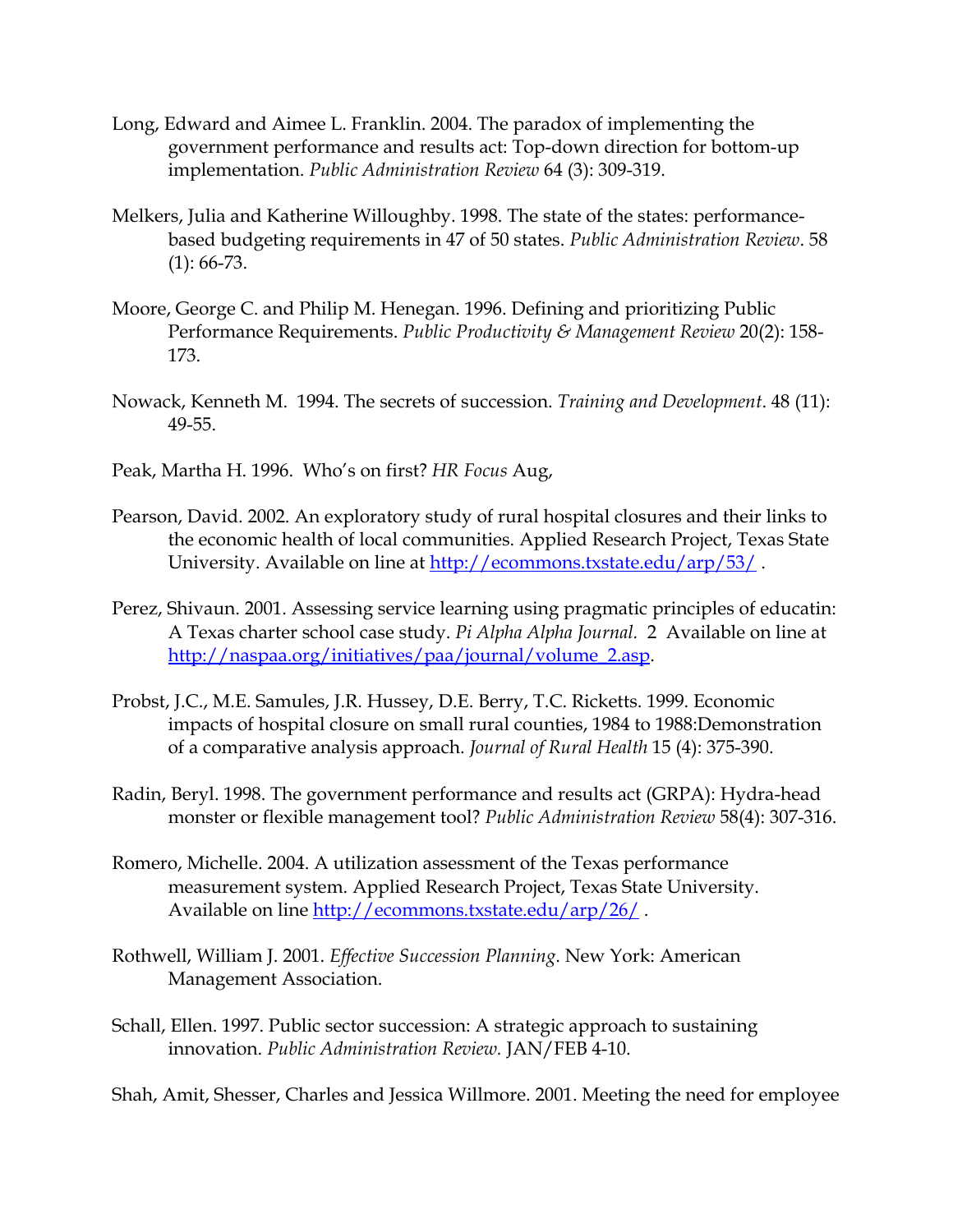Long, Edward and Aimee L. Franklin. 2004. The paradox of implementing the government performance and results act: Top-down direction for bottom-up implementation. *Public Administration Review* 64 (3): 309-319.

Melkers, Julia and Katherine Willoughby. 1998. The state of the states: performance-based budgeting requirements in 47 of 50 states. *Public Administration Review*. 58 (1): 66-73.

Moore, George C. and Philip M. Henegan. 1996. Defining and prioritizing Public Performance Requirements. *Public Productivity & Management Review* 20(2): 158-173.

Nowack, Kenneth M. 1994. The secrets of succession. *Training and Development*. 48 (11): 49-55.

Peak, Martha H. 1996. Who's on first? *HR Focus* Aug,

Pearson, David. 2002. An exploratory study of rural hospital closures and their links to the economic health of local communities. Applied Research Project, Texas State University. Available on line at http://ecommons.txstate.edu/arp/53/ .

Perez, Shivaun. 2001. Assessing service learning using pragmatic principles of educatin: A Texas charter school case study. *Pi Alpha Alpha Journal.* 2 Available on line at http://naspaa.org/initiatives/paa/journal/volume_2.asp.

Probst, J.C., M.E. Samules, J.R. Hussey, D.E. Berry, T.C. Ricketts. 1999. Economic impacts of hospital closure on small rural counties, 1984 to 1988:Demonstration of a comparative analysis approach. *Journal of Rural Health* 15 (4): 375-390.

Radin, Beryl. 1998. The government performance and results act (GRPA): Hydra-head monster or flexible management tool? *Public Administration Review* 58(4): 307-316.

Romero, Michelle. 2004. A utilization assessment of the Texas performance measurement system. Applied Research Project, Texas State University. Available on line http://ecommons.txstate.edu/arp/26/ .

Rothwell, William J. 2001. *Effective Succession Planning*. New York: American Management Association.

Schall, Ellen. 1997. Public sector succession: A strategic approach to sustaining innovation. *Public Administration Review.* JAN/FEB 4-10.

Shah, Amit, Shesser, Charles and Jessica Willmore. 2001. Meeting the need for employee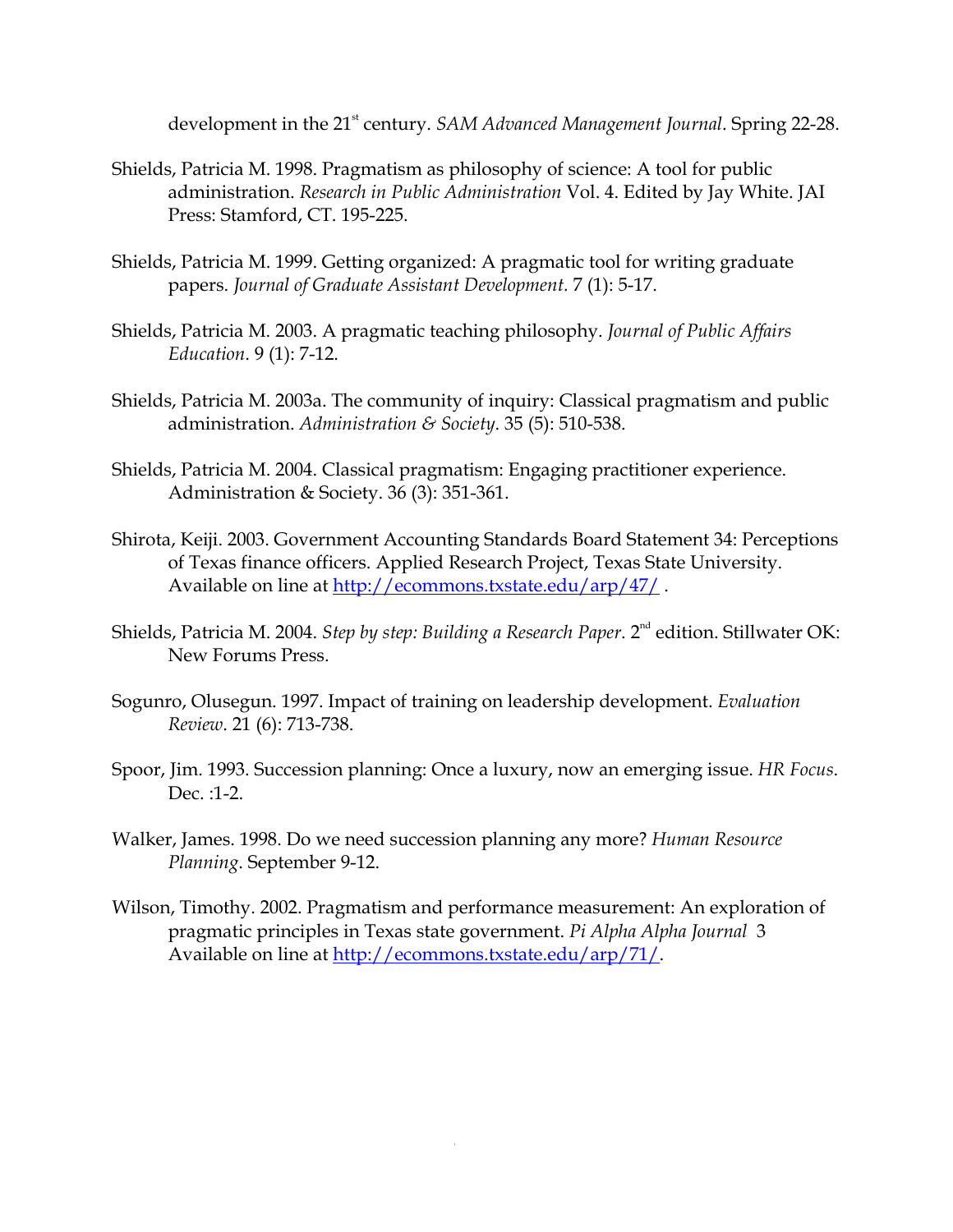development in the 21st century. *SAM Advanced Management Journal*. Spring 22-28.

Shields, Patricia M. 1998. Pragmatism as philosophy of science: A tool for public administration. *Research in Public Administration* Vol. 4. Edited by Jay White. JAI Press: Stamford, CT. 195-225.

Shields, Patricia M. 1999. Getting organized: A pragmatic tool for writing graduate papers. *Journal of Graduate Assistant Development*. 7 (1): 5-17.

Shields, Patricia M. 2003. A pragmatic teaching philosophy. *Journal of Public Affairs Education*. 9 (1): 7-12.

Shields, Patricia M. 2003a. The community of inquiry: Classical pragmatism and public administration. *Administration & Society*. 35 (5): 510-538.

Shields, Patricia M. 2004. Classical pragmatism: Engaging practitioner experience. Administration & Society. 36 (3): 351-361.

Shirota, Keiji. 2003. Government Accounting Standards Board Statement 34: Perceptions of Texas finance officers. Applied Research Project, Texas State University. Available on line at http://ecommons.txstate.edu/arp/47/ .

Shields, Patricia M. 2004. *Step by step: Building a Research Paper*. 2nd edition. Stillwater OK: New Forums Press.

Sogunro, Olusegun. 1997. Impact of training on leadership development. *Evaluation Review*. 21 (6): 713-738.

Spoor, Jim. 1993. Succession planning: Once a luxury, now an emerging issue. *HR Focus*. Dec. :1-2.

Walker, James. 1998. Do we need succession planning any more? *Human Resource Planning*. September 9-12.

Wilson, Timothy. 2002. Pragmatism and performance measurement: An exploration of pragmatic principles in Texas state government. *Pi Alpha Alpha Journal* 3 Available on line at http://ecommons.txstate.edu/arp/71/.